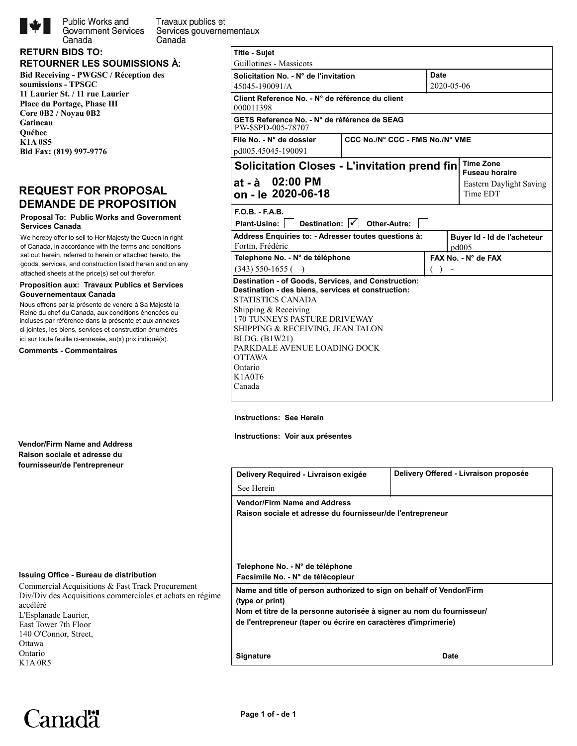Public Works and Government Services Canada / Travaux publics et Services gouvernementaux Canada

**RETURN BIDS TO:**
**RETOURNER LES SOUMISSIONS À:**

**Bid Receiving - PWGSC / Réception des soumissions - TPSGC**
**11 Laurier St. / 11 rue Laurier**
**Place du Portage, Phase III**
**Core 0B2 / Noyau 0B2**
**Gatineau**
**Québec**
**K1A 0S5**
**Bid Fax: (819) 997-9776**

# REQUEST FOR PROPOSAL
# DEMANDE DE PROPOSITION

**Proposal To: Public Works and Government Services Canada**

We hereby offer to sell to Her Majesty the Queen in right of Canada, in accordance with the terms and conditions set out herein, referred to herein or attached hereto, the goods, services, and construction listed herein and on any attached sheets at the price(s) set out therefor.

**Proposition aux: Travaux Publics et Services Gouvernementaux Canada**

Nous offrons par la présente de vendre à Sa Majesté la Reine du chef du Canada, aux conditions énoncées ou incluses par référence dans la présente et aux annexes ci-jointes, les biens, services et construction énumérés ici sur toute feuille ci-annexée, au(x) prix indiqué(s).

**Comments - Commentaires**

**Vendor/Firm Name and Address**
**Raison sociale et adresse du fournisseur/de l'entrepreneur**

**Issuing Office - Bureau de distribution**

Commercial Acquisitions & Fast Track Procurement Div/Div des Acquisitions commerciales et achats en régime accéléré
L'Esplanade Laurier,
East Tower 7th Floor
140 O'Connor, Street,
Ottawa
Ontario
K1A 0R5

| | | | |
|---|---|---|---|
| **Title - Sujet** | Guillotines - Massicots | | |
| **Solicitation No. - N° de l'invitation** | 45045-190091/A | **Date** | 2020-05-06 |
| **Client Reference No. - N° de référence du client** | 000011398 | | |
| **GETS Reference No. - N° de référence de SEAG** | PW-$$PD-005-78707 | | |
| **File No. - N° de dossier** | pd005.45045-190091 | **CCC No./N° CCC - FMS No./N° VME** | |
| **Solicitation Closes - L'invitation prend fin** | at - à 02:00 PM on - le 2020-06-18 | **Time Zone / Fuseau horaire** | Eastern Daylight Saving Time EDT |
| **F.O.B. - F.A.B.** | Plant-Usine: ☐ Destination: ☑ Other-Autre: ☐ | | |
| **Address Enquiries to: - Adresser toutes questions à:** | Fortin, Frédéric | **Buyer Id - Id de l'acheteur** | pd005 |
| **Telephone No. - N° de téléphone** | (343) 550-1655 ( ) | **FAX No. - N° de FAX** | ( ) - |

**Destination - of Goods, Services, and Construction:**
**Destination - des biens, services et construction:**

STATISTICS CANADA
Shipping & Receiving
170 TUNNEYS PASTURE DRIVEWAY
SHIPPING & RECEIVING, JEAN TALON
BLDG. (B1W21)
PARKDALE AVENUE LOADING DOCK
OTTAWA
Ontario
K1A0T6
Canada

**Instructions: See Herein**

**Instructions: Voir aux présentes**

| **Delivery Required - Livraison exigée** | **Delivery Offered - Livraison proposée** |
|---|---|
| See Herein | |

**Vendor/Firm Name and Address**
**Raison sociale et adresse du fournisseur/de l'entrepreneur**

**Telephone No. - N° de téléphone**
**Facsimile No. - N° de télécopieur**

**Name and title of person authorized to sign on behalf of Vendor/Firm (type or print)**
**Nom et titre de la personne autorisée à signer au nom du fournisseur/ de l'entrepreneur (taper ou écrire en caractères d'imprimerie)**

**Signature** **Date**

Canada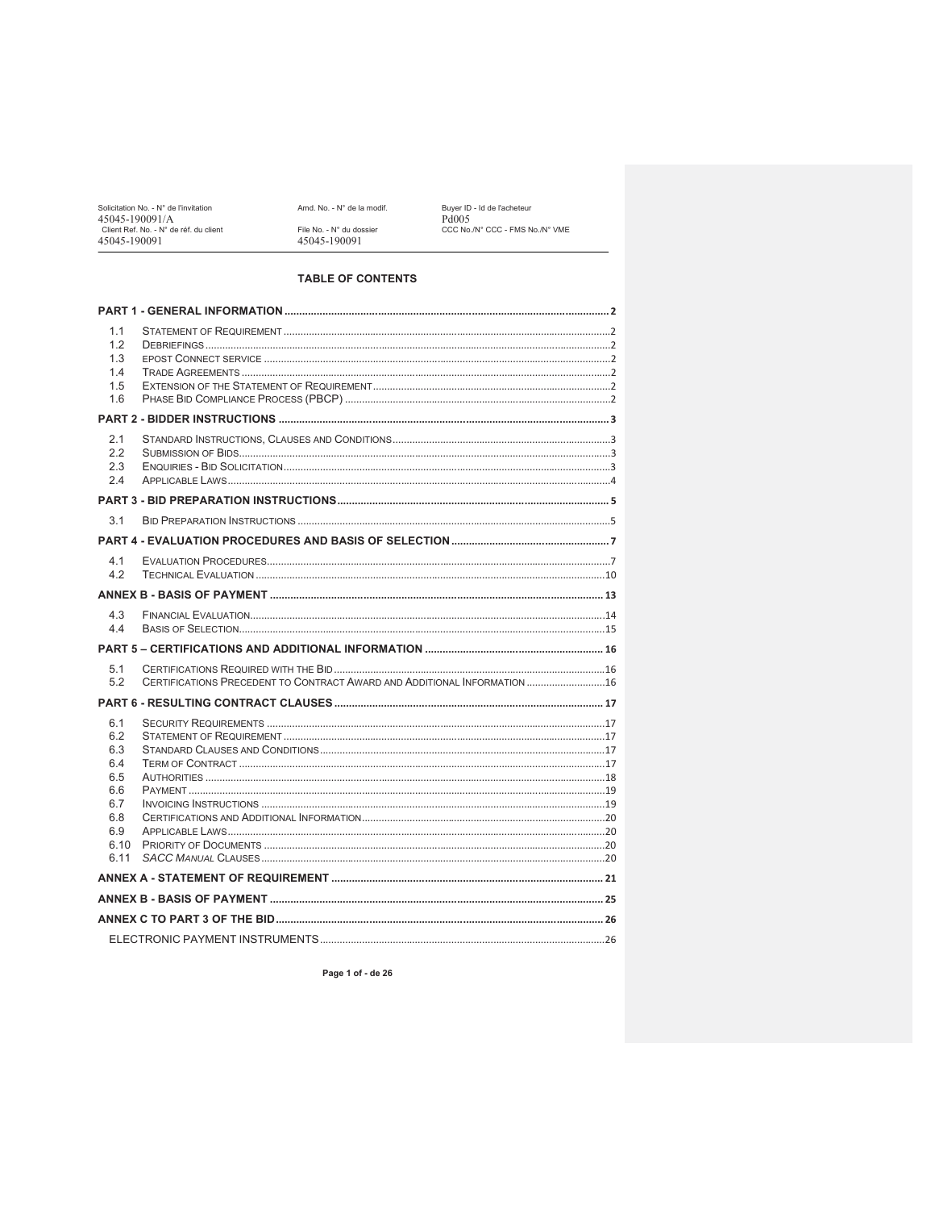| Solicitation No. - N° de l'invitation | Amd. No. - N° de la modif. | Buyer ID - Id de l'acheteur |
|---|---|---|
| 45045-190091/A | | Pd005 |
| Client Ref. No. - N° de réf. du client | File No. - N° du dossier | CCC No./N° CCC - FMS No./N° VME |
| 45045-190091 | 45045-190091 | |

## TABLE OF CONTENTS

**PART 1 - GENERAL INFORMATION** ..... 2

- 1.1 STATEMENT OF REQUIREMENT ..... 2
- 1.2 DEBRIEFINGS ..... 2
- 1.3 EPOST CONNECT SERVICE ..... 2
- 1.4 TRADE AGREEMENTS ..... 2
- 1.5 EXTENSION OF THE STATEMENT OF REQUIREMENT ..... 2
- 1.6 PHASE BID COMPLIANCE PROCESS (PBCP) ..... 2

**PART 2 - BIDDER INSTRUCTIONS** ..... 3

- 2.1 STANDARD INSTRUCTIONS, CLAUSES AND CONDITIONS ..... 3
- 2.2 SUBMISSION OF BIDS ..... 3
- 2.3 ENQUIRIES - BID SOLICITATION ..... 3
- 2.4 APPLICABLE LAWS ..... 4

**PART 3 - BID PREPARATION INSTRUCTIONS** ..... 5

- 3.1 BID PREPARATION INSTRUCTIONS ..... 5

**PART 4 - EVALUATION PROCEDURES AND BASIS OF SELECTION** ..... 7

- 4.1 EVALUATION PROCEDURES ..... 7
- 4.2 TECHNICAL EVALUATION ..... 10

**ANNEX B - BASIS OF PAYMENT** ..... 13

- 4.3 FINANCIAL EVALUATION ..... 14
- 4.4 BASIS OF SELECTION ..... 15

**PART 5 – CERTIFICATIONS AND ADDITIONAL INFORMATION** ..... 16

- 5.1 CERTIFICATIONS REQUIRED WITH THE BID ..... 16
- 5.2 CERTIFICATIONS PRECEDENT TO CONTRACT AWARD AND ADDITIONAL INFORMATION ..... 16

**PART 6 - RESULTING CONTRACT CLAUSES** ..... 17

- 6.1 SECURITY REQUIREMENTS ..... 17
- 6.2 STATEMENT OF REQUIREMENT ..... 17
- 6.3 STANDARD CLAUSES AND CONDITIONS ..... 17
- 6.4 TERM OF CONTRACT ..... 17
- 6.5 AUTHORITIES ..... 18
- 6.6 PAYMENT ..... 19
- 6.7 INVOICING INSTRUCTIONS ..... 19
- 6.8 CERTIFICATIONS AND ADDITIONAL INFORMATION ..... 20
- 6.9 APPLICABLE LAWS ..... 20
- 6.10 PRIORITY OF DOCUMENTS ..... 20
- 6.11 *SACC MANUAL* CLAUSES ..... 20

**ANNEX A - STATEMENT OF REQUIREMENT** ..... 21

**ANNEX B - BASIS OF PAYMENT** ..... 25

**ANNEX C TO PART 3 OF THE BID** ..... 26

ELECTRONIC PAYMENT INSTRUMENTS ..... 26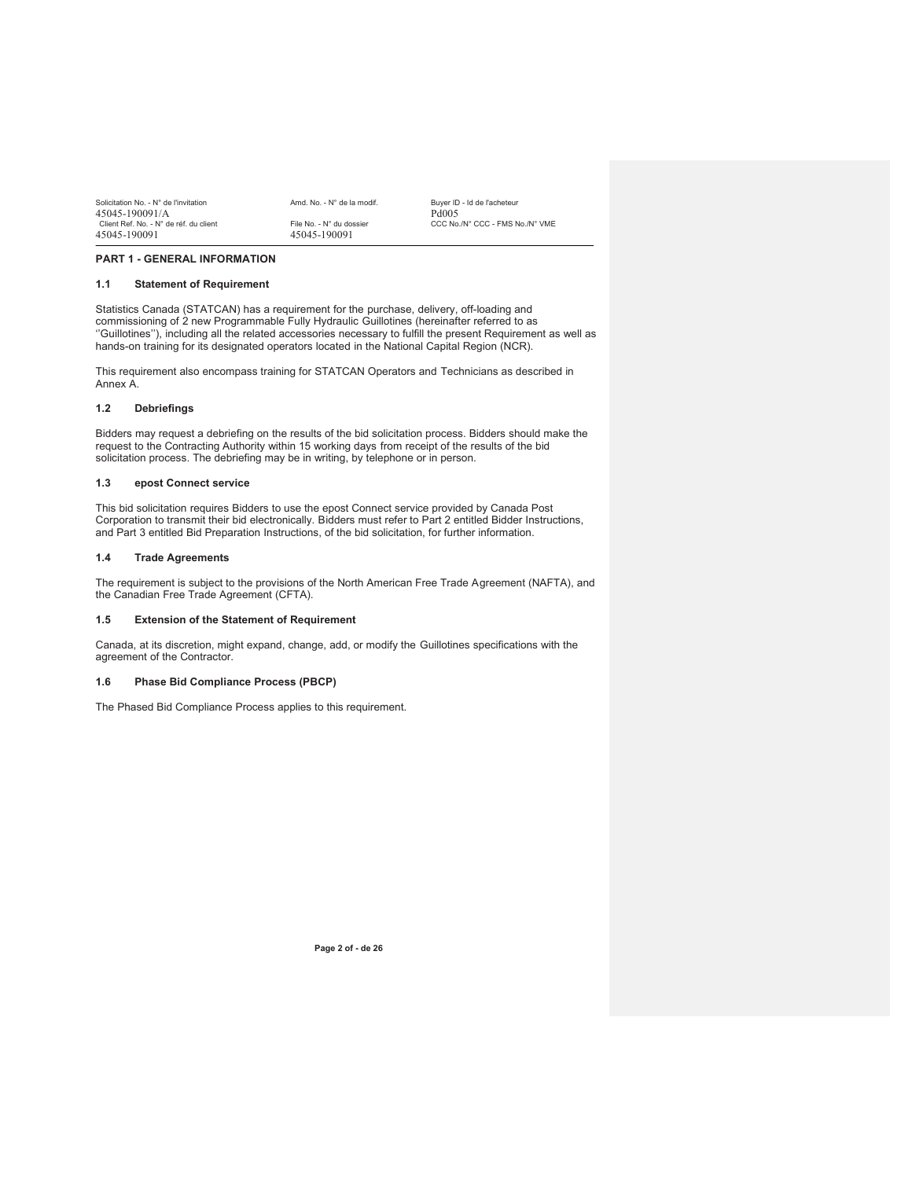## PART 1 - GENERAL INFORMATION

### 1.1 Statement of Requirement

Statistics Canada (STATCAN) has a requirement for the purchase, delivery, off-loading and commissioning of 2 new Programmable Fully Hydraulic Guillotines (hereinafter referred to as ''Guillotines''), including all the related accessories necessary to fulfill the present Requirement as well as hands-on training for its designated operators located in the National Capital Region (NCR).

This requirement also encompass training for STATCAN Operators and Technicians as described in Annex A.

### 1.2 Debriefings

Bidders may request a debriefing on the results of the bid solicitation process. Bidders should make the request to the Contracting Authority within 15 working days from receipt of the results of the bid solicitation process. The debriefing may be in writing, by telephone or in person.

### 1.3 epost Connect service

This bid solicitation requires Bidders to use the epost Connect service provided by Canada Post Corporation to transmit their bid electronically. Bidders must refer to Part 2 entitled Bidder Instructions, and Part 3 entitled Bid Preparation Instructions, of the bid solicitation, for further information.

### 1.4 Trade Agreements

The requirement is subject to the provisions of the North American Free Trade Agreement (NAFTA), and the Canadian Free Trade Agreement (CFTA).

### 1.5 Extension of the Statement of Requirement

Canada, at its discretion, might expand, change, add, or modify the Guillotines specifications with the agreement of the Contractor.

### 1.6 Phase Bid Compliance Process (PBCP)

The Phased Bid Compliance Process applies to this requirement.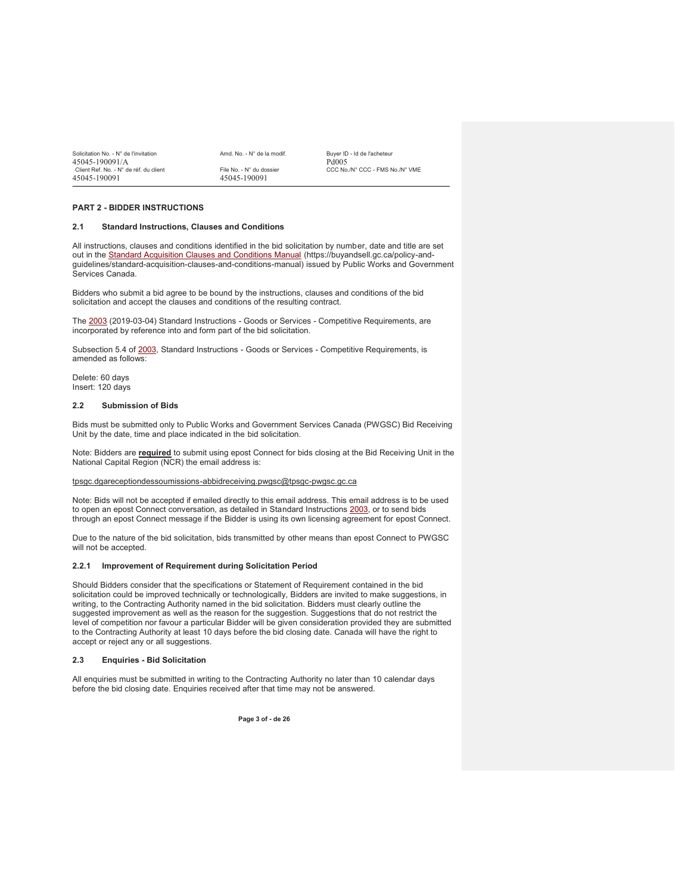## PART 2 - BIDDER INSTRUCTIONS

### 2.1 Standard Instructions, Clauses and Conditions

All instructions, clauses and conditions identified in the bid solicitation by number, date and title are set out in the Standard Acquisition Clauses and Conditions Manual (https://buyandsell.gc.ca/policy-and-guidelines/standard-acquisition-clauses-and-conditions-manual) issued by Public Works and Government Services Canada.

Bidders who submit a bid agree to be bound by the instructions, clauses and conditions of the bid solicitation and accept the clauses and conditions of the resulting contract.

The 2003 (2019-03-04) Standard Instructions - Goods or Services - Competitive Requirements, are incorporated by reference into and form part of the bid solicitation.

Subsection 5.4 of 2003, Standard Instructions - Goods or Services - Competitive Requirements, is amended as follows:

Delete: 60 days
Insert: 120 days

### 2.2 Submission of Bids

Bids must be submitted only to Public Works and Government Services Canada (PWGSC) Bid Receiving Unit by the date, time and place indicated in the bid solicitation.

Note: Bidders are **required** to submit using epost Connect for bids closing at the Bid Receiving Unit in the National Capital Region (NCR) the email address is:

tpsgc.dgareceptiondessoumissions-abbidreceiving.pwgsc@tpsgc-pwgsc.gc.ca

Note: Bids will not be accepted if emailed directly to this email address. This email address is to be used to open an epost Connect conversation, as detailed in Standard Instructions 2003, or to send bids through an epost Connect message if the Bidder is using its own licensing agreement for epost Connect.

Due to the nature of the bid solicitation, bids transmitted by other means than epost Connect to PWGSC will not be accepted.

#### 2.2.1 Improvement of Requirement during Solicitation Period

Should Bidders consider that the specifications or Statement of Requirement contained in the bid solicitation could be improved technically or technologically, Bidders are invited to make suggestions, in writing, to the Contracting Authority named in the bid solicitation. Bidders must clearly outline the suggested improvement as well as the reason for the suggestion. Suggestions that do not restrict the level of competition nor favour a particular Bidder will be given consideration provided they are submitted to the Contracting Authority at least 10 days before the bid closing date. Canada will have the right to accept or reject any or all suggestions.

### 2.3 Enquiries - Bid Solicitation

All enquiries must be submitted in writing to the Contracting Authority no later than 10 calendar days before the bid closing date. Enquiries received after that time may not be answered.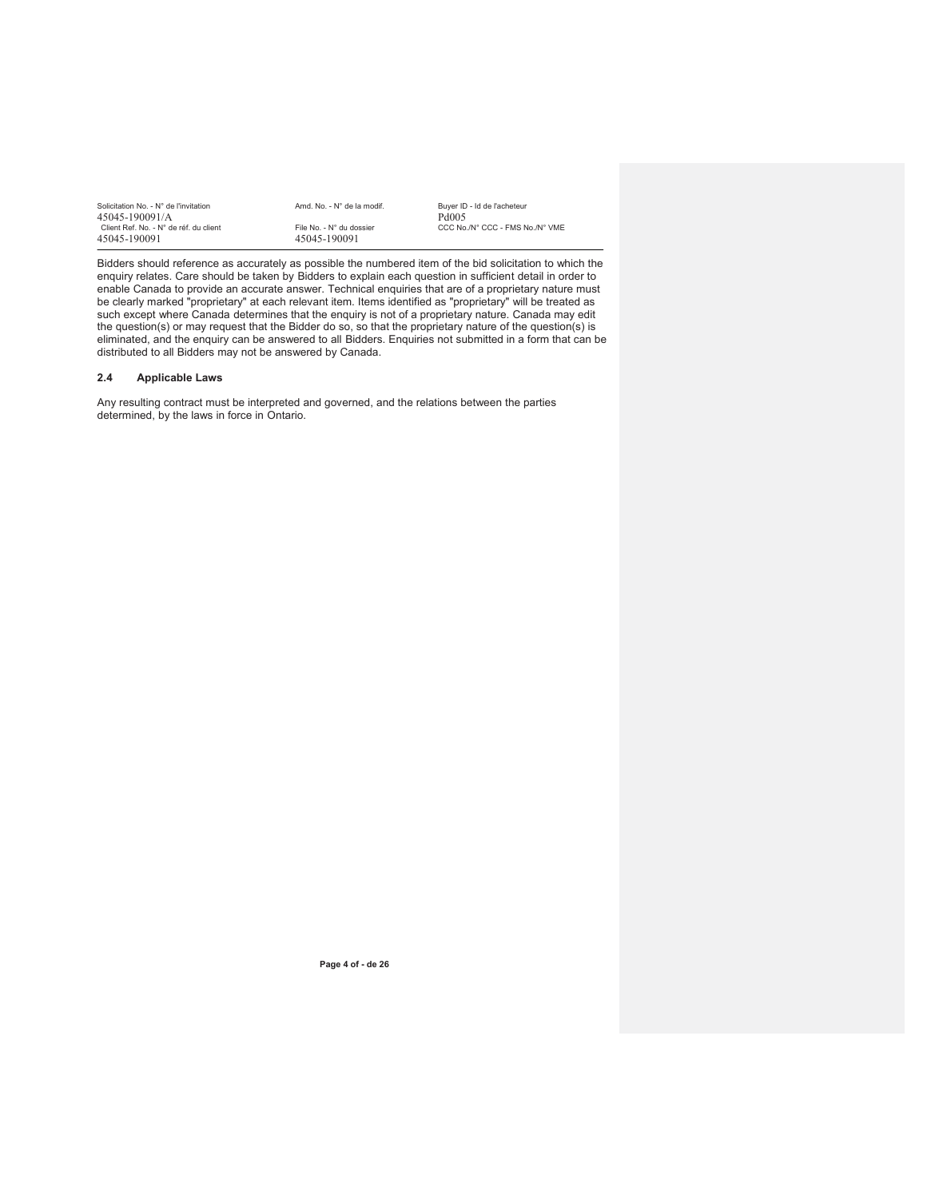Bidders should reference as accurately as possible the numbered item of the bid solicitation to which the enquiry relates. Care should be taken by Bidders to explain each question in sufficient detail in order to enable Canada to provide an accurate answer. Technical enquiries that are of a proprietary nature must be clearly marked "proprietary" at each relevant item. Items identified as "proprietary" will be treated as such except where Canada determines that the enquiry is not of a proprietary nature. Canada may edit the question(s) or may request that the Bidder do so, so that the proprietary nature of the question(s) is eliminated, and the enquiry can be answered to all Bidders. Enquiries not submitted in a form that can be distributed to all Bidders may not be answered by Canada.

### 2.4 Applicable Laws

Any resulting contract must be interpreted and governed, and the relations between the parties determined, by the laws in force in Ontario.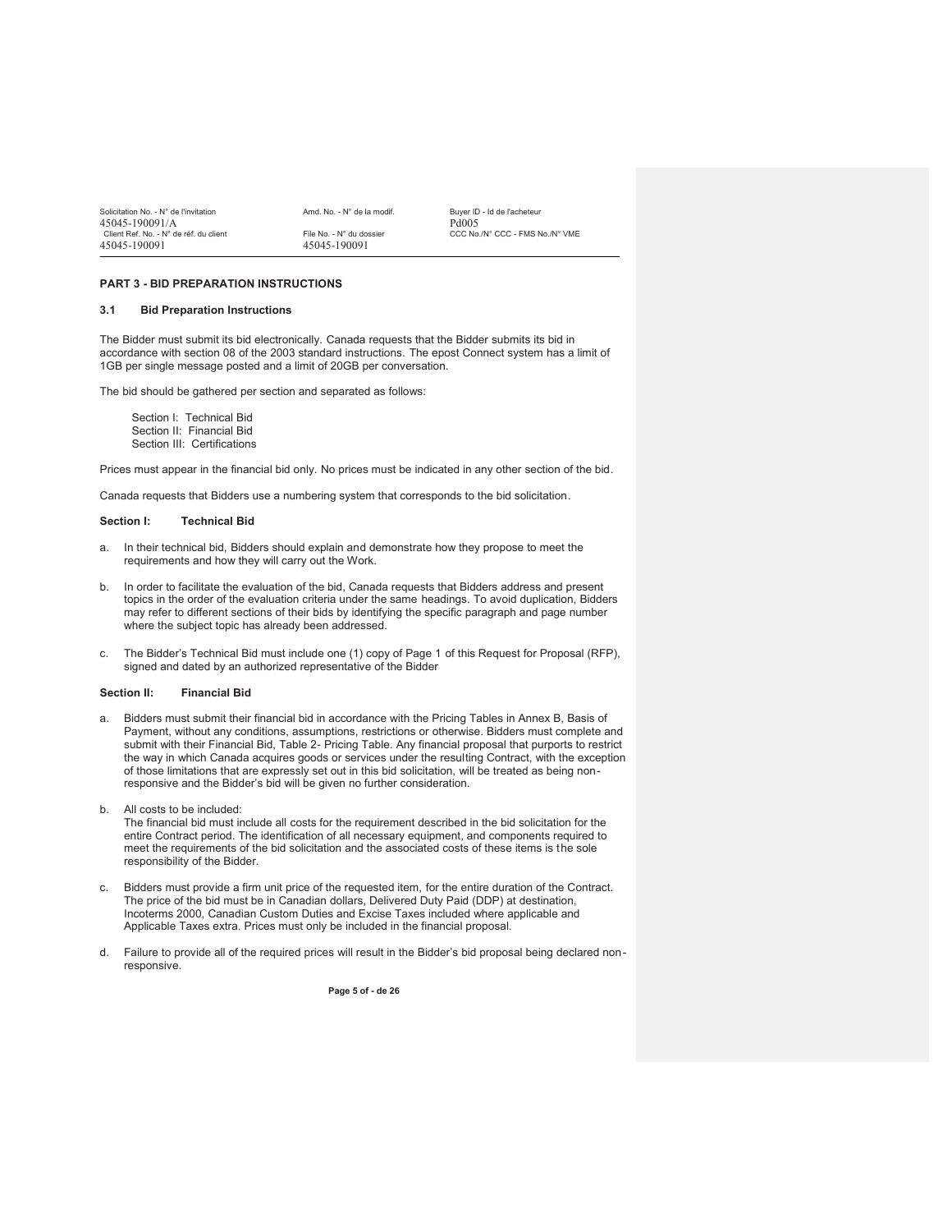## PART 3 - BID PREPARATION INSTRUCTIONS

### 3.1 Bid Preparation Instructions

The Bidder must submit its bid electronically. Canada requests that the Bidder submits its bid in accordance with section 08 of the 2003 standard instructions. The epost Connect system has a limit of 1GB per single message posted and a limit of 20GB per conversation.

The bid should be gathered per section and separated as follows:

Section I: Technical Bid
Section II: Financial Bid
Section III: Certifications

Prices must appear in the financial bid only. No prices must be indicated in any other section of the bid.

Canada requests that Bidders use a numbering system that corresponds to the bid solicitation.

**Section I: Technical Bid**

a. In their technical bid, Bidders should explain and demonstrate how they propose to meet the requirements and how they will carry out the Work.

b. In order to facilitate the evaluation of the bid, Canada requests that Bidders address and present topics in the order of the evaluation criteria under the same headings. To avoid duplication, Bidders may refer to different sections of their bids by identifying the specific paragraph and page number where the subject topic has already been addressed.

c. The Bidder's Technical Bid must include one (1) copy of Page 1 of this Request for Proposal (RFP), signed and dated by an authorized representative of the Bidder

**Section II: Financial Bid**

a. Bidders must submit their financial bid in accordance with the Pricing Tables in Annex B, Basis of Payment, without any conditions, assumptions, restrictions or otherwise. Bidders must complete and submit with their Financial Bid, Table 2- Pricing Table. Any financial proposal that purports to restrict the way in which Canada acquires goods or services under the resulting Contract, with the exception of those limitations that are expressly set out in this bid solicitation, will be treated as being non-responsive and the Bidder's bid will be given no further consideration.

b. All costs to be included:
The financial bid must include all costs for the requirement described in the bid solicitation for the entire Contract period. The identification of all necessary equipment, and components required to meet the requirements of the bid solicitation and the associated costs of these items is the sole responsibility of the Bidder.

c. Bidders must provide a firm unit price of the requested item, for the entire duration of the Contract. The price of the bid must be in Canadian dollars, Delivered Duty Paid (DDP) at destination, Incoterms 2000, Canadian Custom Duties and Excise Taxes included where applicable and Applicable Taxes extra. Prices must only be included in the financial proposal.

d. Failure to provide all of the required prices will result in the Bidder's bid proposal being declared non-responsive.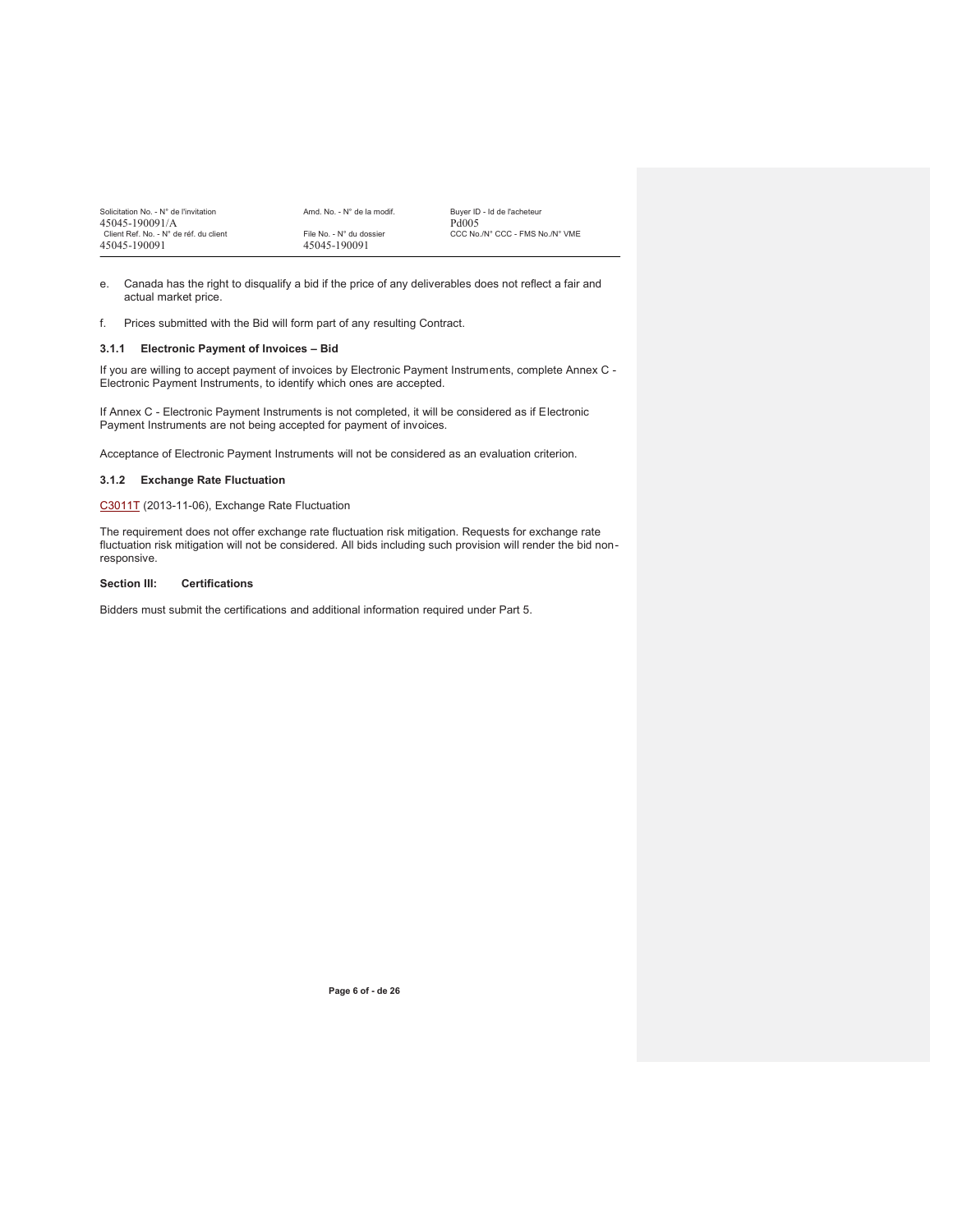e. Canada has the right to disqualify a bid if the price of any deliverables does not reflect a fair and actual market price.

f. Prices submitted with the Bid will form part of any resulting Contract.

### 3.1.1 Electronic Payment of Invoices – Bid

If you are willing to accept payment of invoices by Electronic Payment Instruments, complete Annex C - Electronic Payment Instruments, to identify which ones are accepted.

If Annex C - Electronic Payment Instruments is not completed, it will be considered as if Electronic Payment Instruments are not being accepted for payment of invoices.

Acceptance of Electronic Payment Instruments will not be considered as an evaluation criterion.

### 3.1.2 Exchange Rate Fluctuation

C3011T (2013-11-06), Exchange Rate Fluctuation

The requirement does not offer exchange rate fluctuation risk mitigation. Requests for exchange rate fluctuation risk mitigation will not be considered. All bids including such provision will render the bid non-responsive.

## Section III: Certifications

Bidders must submit the certifications and additional information required under Part 5.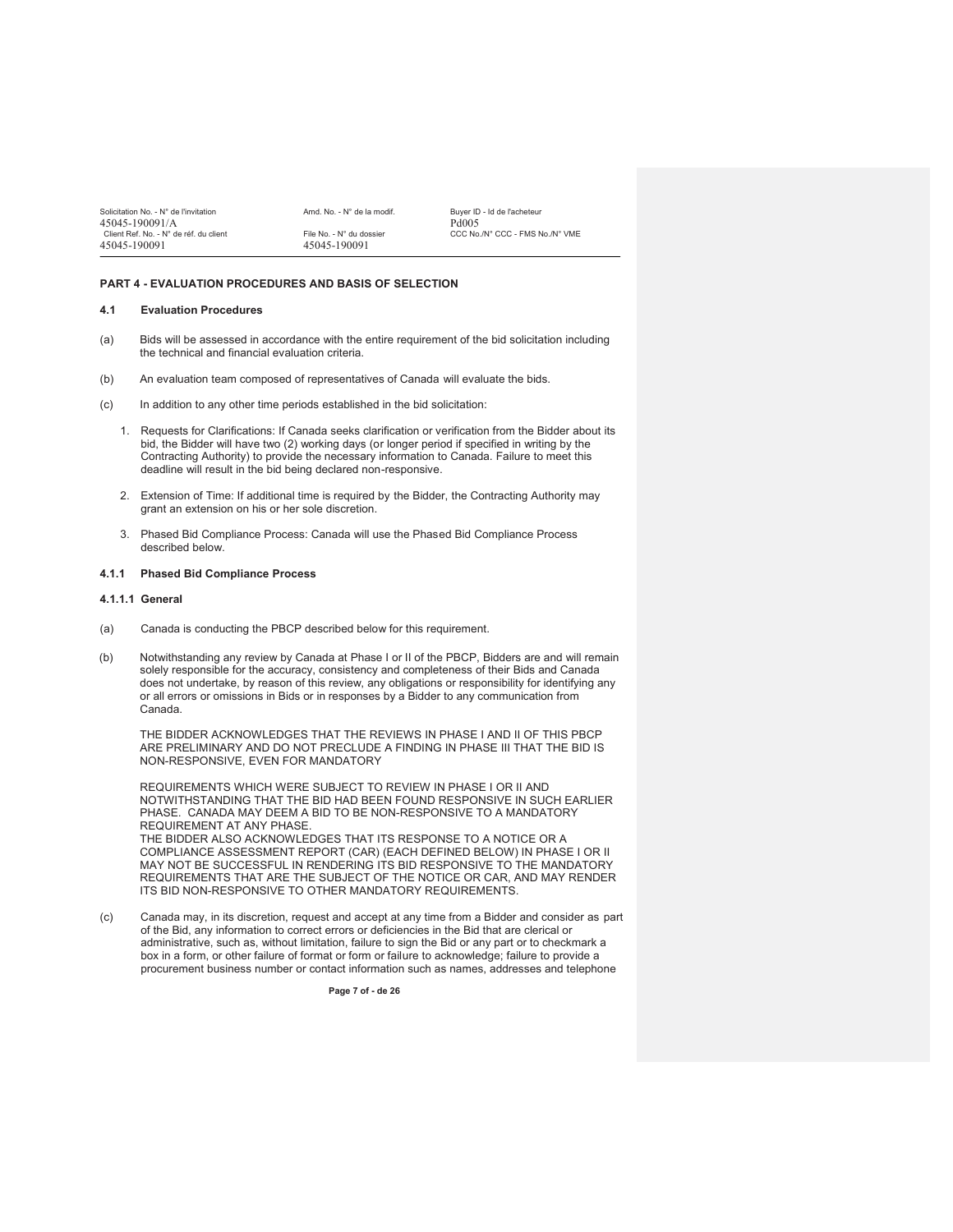## PART 4 - EVALUATION PROCEDURES AND BASIS OF SELECTION

### 4.1 Evaluation Procedures

(a) Bids will be assessed in accordance with the entire requirement of the bid solicitation including the technical and financial evaluation criteria.

(b) An evaluation team composed of representatives of Canada will evaluate the bids.

(c) In addition to any other time periods established in the bid solicitation:

1. Requests for Clarifications: If Canada seeks clarification or verification from the Bidder about its bid, the Bidder will have two (2) working days (or longer period if specified in writing by the Contracting Authority) to provide the necessary information to Canada. Failure to meet this deadline will result in the bid being declared non-responsive.
2. Extension of Time: If additional time is required by the Bidder, the Contracting Authority may grant an extension on his or her sole discretion.
3. Phased Bid Compliance Process: Canada will use the Phased Bid Compliance Process described below.

### 4.1.1 Phased Bid Compliance Process

#### 4.1.1.1 General

(a) Canada is conducting the PBCP described below for this requirement.

(b) Notwithstanding any review by Canada at Phase I or II of the PBCP, Bidders are and will remain solely responsible for the accuracy, consistency and completeness of their Bids and Canada does not undertake, by reason of this review, any obligations or responsibility for identifying any or all errors or omissions in Bids or in responses by a Bidder to any communication from Canada.

THE BIDDER ACKNOWLEDGES THAT THE REVIEWS IN PHASE I AND II OF THIS PBCP ARE PRELIMINARY AND DO NOT PRECLUDE A FINDING IN PHASE III THAT THE BID IS NON-RESPONSIVE, EVEN FOR MANDATORY

REQUIREMENTS WHICH WERE SUBJECT TO REVIEW IN PHASE I OR II AND NOTWITHSTANDING THAT THE BID HAD BEEN FOUND RESPONSIVE IN SUCH EARLIER PHASE. CANADA MAY DEEM A BID TO BE NON-RESPONSIVE TO A MANDATORY REQUIREMENT AT ANY PHASE.
THE BIDDER ALSO ACKNOWLEDGES THAT ITS RESPONSE TO A NOTICE OR A COMPLIANCE ASSESSMENT REPORT (CAR) (EACH DEFINED BELOW) IN PHASE I OR II MAY NOT BE SUCCESSFUL IN RENDERING ITS BID RESPONSIVE TO THE MANDATORY REQUIREMENTS THAT ARE THE SUBJECT OF THE NOTICE OR CAR, AND MAY RENDER ITS BID NON-RESPONSIVE TO OTHER MANDATORY REQUIREMENTS.

(c) Canada may, in its discretion, request and accept at any time from a Bidder and consider as part of the Bid, any information to correct errors or deficiencies in the Bid that are clerical or administrative, such as, without limitation, failure to sign the Bid or any part or to checkmark a box in a form, or other failure of format or form or failure to acknowledge; failure to provide a procurement business number or contact information such as names, addresses and telephone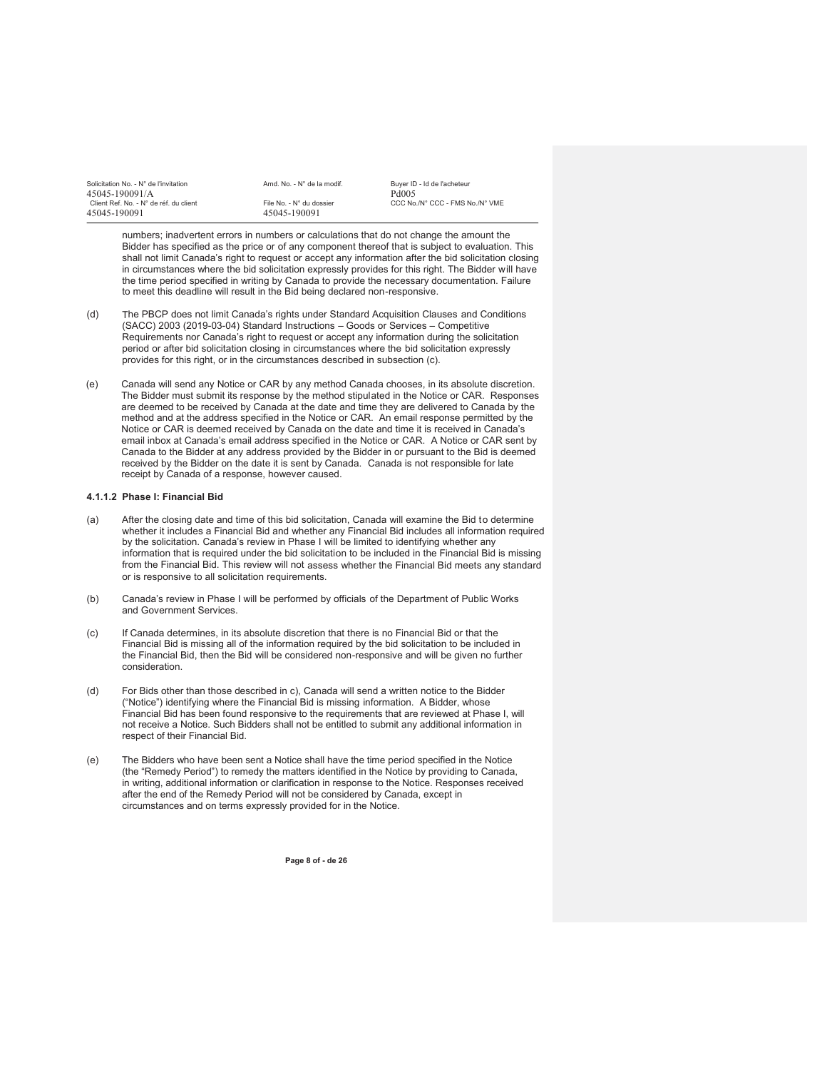numbers; inadvertent errors in numbers or calculations that do not change the amount the Bidder has specified as the price or of any component thereof that is subject to evaluation. This shall not limit Canada's right to request or accept any information after the bid solicitation closing in circumstances where the bid solicitation expressly provides for this right. The Bidder will have the time period specified in writing by Canada to provide the necessary documentation. Failure to meet this deadline will result in the Bid being declared non-responsive.

(d) The PBCP does not limit Canada's rights under Standard Acquisition Clauses and Conditions (SACC) 2003 (2019-03-04) Standard Instructions – Goods or Services – Competitive Requirements nor Canada's right to request or accept any information during the solicitation period or after bid solicitation closing in circumstances where the bid solicitation expressly provides for this right, or in the circumstances described in subsection (c).

(e) Canada will send any Notice or CAR by any method Canada chooses, in its absolute discretion. The Bidder must submit its response by the method stipulated in the Notice or CAR. Responses are deemed to be received by Canada at the date and time they are delivered to Canada by the method and at the address specified in the Notice or CAR. An email response permitted by the Notice or CAR is deemed received by Canada on the date and time it is received in Canada's email inbox at Canada's email address specified in the Notice or CAR. A Notice or CAR sent by Canada to the Bidder at any address provided by the Bidder in or pursuant to the Bid is deemed received by the Bidder on the date it is sent by Canada. Canada is not responsible for late receipt by Canada of a response, however caused.

#### 4.1.1.2 Phase I: Financial Bid

(a) After the closing date and time of this bid solicitation, Canada will examine the Bid to determine whether it includes a Financial Bid and whether any Financial Bid includes all information required by the solicitation. Canada's review in Phase I will be limited to identifying whether any information that is required under the bid solicitation to be included in the Financial Bid is missing from the Financial Bid. This review will not assess whether the Financial Bid meets any standard or is responsive to all solicitation requirements.

(b) Canada's review in Phase I will be performed by officials of the Department of Public Works and Government Services.

(c) If Canada determines, in its absolute discretion that there is no Financial Bid or that the Financial Bid is missing all of the information required by the bid solicitation to be included in the Financial Bid, then the Bid will be considered non-responsive and will be given no further consideration.

(d) For Bids other than those described in c), Canada will send a written notice to the Bidder ("Notice") identifying where the Financial Bid is missing information. A Bidder, whose Financial Bid has been found responsive to the requirements that are reviewed at Phase I, will not receive a Notice. Such Bidders shall not be entitled to submit any additional information in respect of their Financial Bid.

(e) The Bidders who have been sent a Notice shall have the time period specified in the Notice (the "Remedy Period") to remedy the matters identified in the Notice by providing to Canada, in writing, additional information or clarification in response to the Notice. Responses received after the end of the Remedy Period will not be considered by Canada, except in circumstances and on terms expressly provided for in the Notice.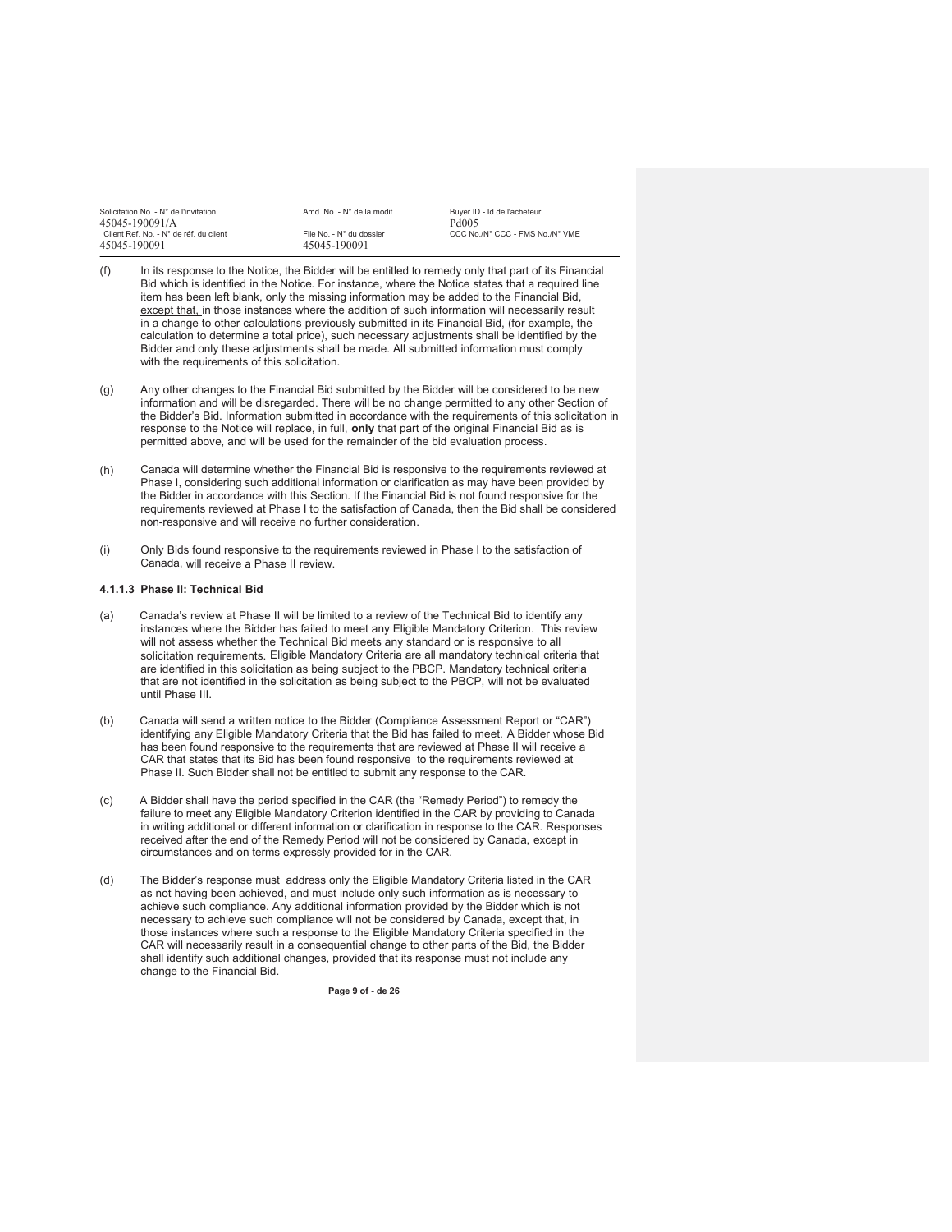(f) In its response to the Notice, the Bidder will be entitled to remedy only that part of its Financial Bid which is identified in the Notice. For instance, where the Notice states that a required line item has been left blank, only the missing information may be added to the Financial Bid, except that, in those instances where the addition of such information will necessarily result in a change to other calculations previously submitted in its Financial Bid, (for example, the calculation to determine a total price), such necessary adjustments shall be identified by the Bidder and only these adjustments shall be made. All submitted information must comply with the requirements of this solicitation.

(g) Any other changes to the Financial Bid submitted by the Bidder will be considered to be new information and will be disregarded. There will be no change permitted to any other Section of the Bidder's Bid. Information submitted in accordance with the requirements of this solicitation in response to the Notice will replace, in full, **only** that part of the original Financial Bid as is permitted above, and will be used for the remainder of the bid evaluation process.

(h) Canada will determine whether the Financial Bid is responsive to the requirements reviewed at Phase I, considering such additional information or clarification as may have been provided by the Bidder in accordance with this Section. If the Financial Bid is not found responsive for the requirements reviewed at Phase I to the satisfaction of Canada, then the Bid shall be considered non-responsive and will receive no further consideration.

(i) Only Bids found responsive to the requirements reviewed in Phase I to the satisfaction of Canada, will receive a Phase II review.

#### 4.1.1.3 Phase II: Technical Bid

(a) Canada's review at Phase II will be limited to a review of the Technical Bid to identify any instances where the Bidder has failed to meet any Eligible Mandatory Criterion. This review will not assess whether the Technical Bid meets any standard or is responsive to all solicitation requirements. Eligible Mandatory Criteria are all mandatory technical criteria that are identified in this solicitation as being subject to the PBCP. Mandatory technical criteria that are not identified in the solicitation as being subject to the PBCP, will not be evaluated until Phase III.

(b) Canada will send a written notice to the Bidder (Compliance Assessment Report or "CAR") identifying any Eligible Mandatory Criteria that the Bid has failed to meet. A Bidder whose Bid has been found responsive to the requirements that are reviewed at Phase II will receive a CAR that states that its Bid has been found responsive to the requirements reviewed at Phase II. Such Bidder shall not be entitled to submit any response to the CAR.

(c) A Bidder shall have the period specified in the CAR (the "Remedy Period") to remedy the failure to meet any Eligible Mandatory Criterion identified in the CAR by providing to Canada in writing additional or different information or clarification in response to the CAR. Responses received after the end of the Remedy Period will not be considered by Canada, except in circumstances and on terms expressly provided for in the CAR.

(d) The Bidder's response must address only the Eligible Mandatory Criteria listed in the CAR as not having been achieved, and must include only such information as is necessary to achieve such compliance. Any additional information provided by the Bidder which is not necessary to achieve such compliance will not be considered by Canada, except that, in those instances where such a response to the Eligible Mandatory Criteria specified in the CAR will necessarily result in a consequential change to other parts of the Bid, the Bidder shall identify such additional changes, provided that its response must not include any change to the Financial Bid.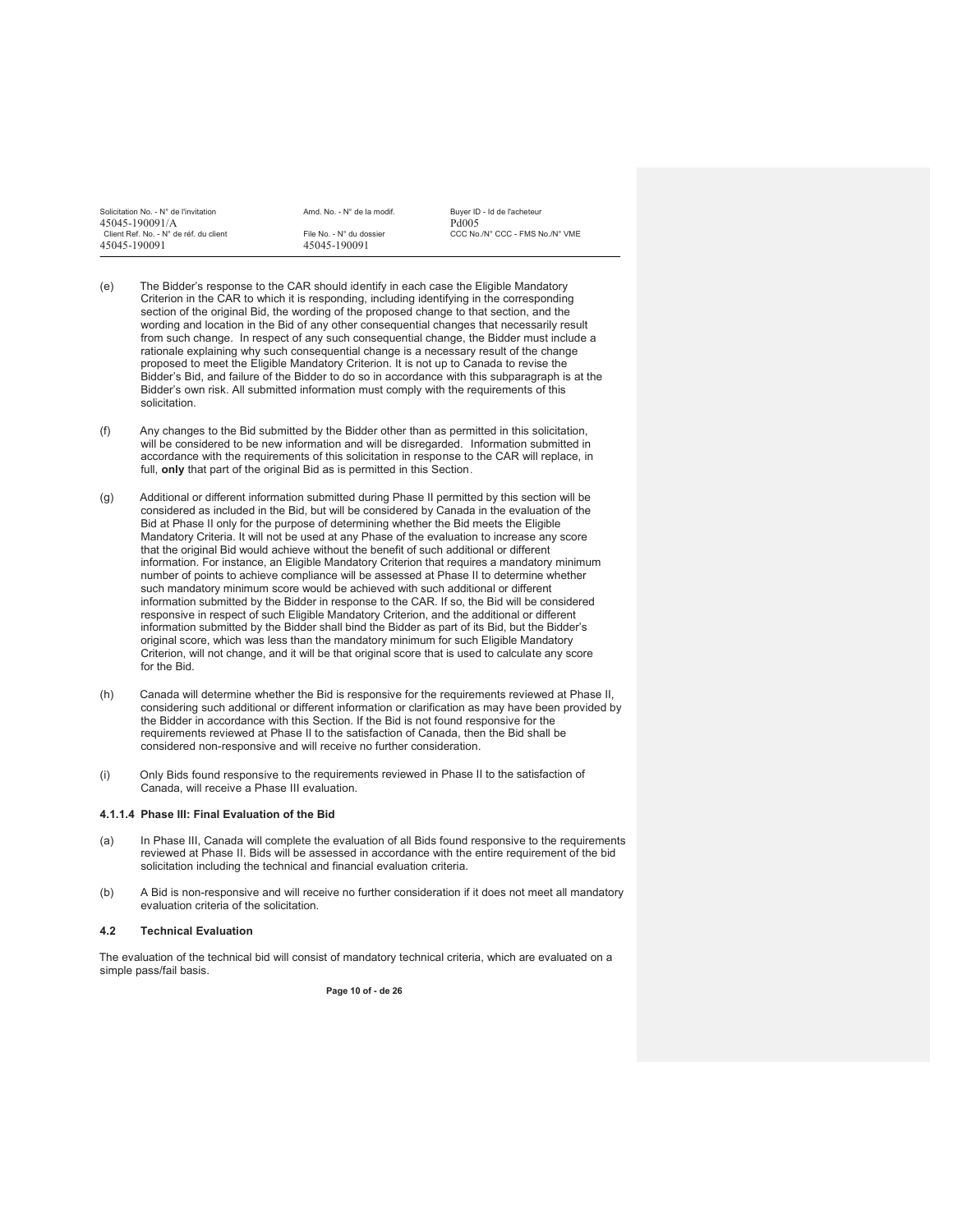(e) The Bidder's response to the CAR should identify in each case the Eligible Mandatory Criterion in the CAR to which it is responding, including identifying in the corresponding section of the original Bid, the wording of the proposed change to that section, and the wording and location in the Bid of any other consequential changes that necessarily result from such change. In respect of any such consequential change, the Bidder must include a rationale explaining why such consequential change is a necessary result of the change proposed to meet the Eligible Mandatory Criterion. It is not up to Canada to revise the Bidder's Bid, and failure of the Bidder to do so in accordance with this subparagraph is at the Bidder's own risk. All submitted information must comply with the requirements of this solicitation.

(f) Any changes to the Bid submitted by the Bidder other than as permitted in this solicitation, will be considered to be new information and will be disregarded. Information submitted in accordance with the requirements of this solicitation in response to the CAR will replace, in full, **only** that part of the original Bid as is permitted in this Section.

(g) Additional or different information submitted during Phase II permitted by this section will be considered as included in the Bid, but will be considered by Canada in the evaluation of the Bid at Phase II only for the purpose of determining whether the Bid meets the Eligible Mandatory Criteria. It will not be used at any Phase of the evaluation to increase any score that the original Bid would achieve without the benefit of such additional or different information. For instance, an Eligible Mandatory Criterion that requires a mandatory minimum number of points to achieve compliance will be assessed at Phase II to determine whether such mandatory minimum score would be achieved with such additional or different information submitted by the Bidder in response to the CAR. If so, the Bid will be considered responsive in respect of such Eligible Mandatory Criterion, and the additional or different information submitted by the Bidder shall bind the Bidder as part of its Bid, but the Bidder's original score, which was less than the mandatory minimum for such Eligible Mandatory Criterion, will not change, and it will be that original score that is used to calculate any score for the Bid.

(h) Canada will determine whether the Bid is responsive for the requirements reviewed at Phase II, considering such additional or different information or clarification as may have been provided by the Bidder in accordance with this Section. If the Bid is not found responsive for the requirements reviewed at Phase II to the satisfaction of Canada, then the Bid shall be considered non-responsive and will receive no further consideration.

(i) Only Bids found responsive to the requirements reviewed in Phase II to the satisfaction of Canada, will receive a Phase III evaluation.

#### 4.1.1.4 Phase III: Final Evaluation of the Bid

(a) In Phase III, Canada will complete the evaluation of all Bids found responsive to the requirements reviewed at Phase II. Bids will be assessed in accordance with the entire requirement of the bid solicitation including the technical and financial evaluation criteria.

(b) A Bid is non-responsive and will receive no further consideration if it does not meet all mandatory evaluation criteria of the solicitation.

### 4.2 Technical Evaluation

The evaluation of the technical bid will consist of mandatory technical criteria, which are evaluated on a simple pass/fail basis.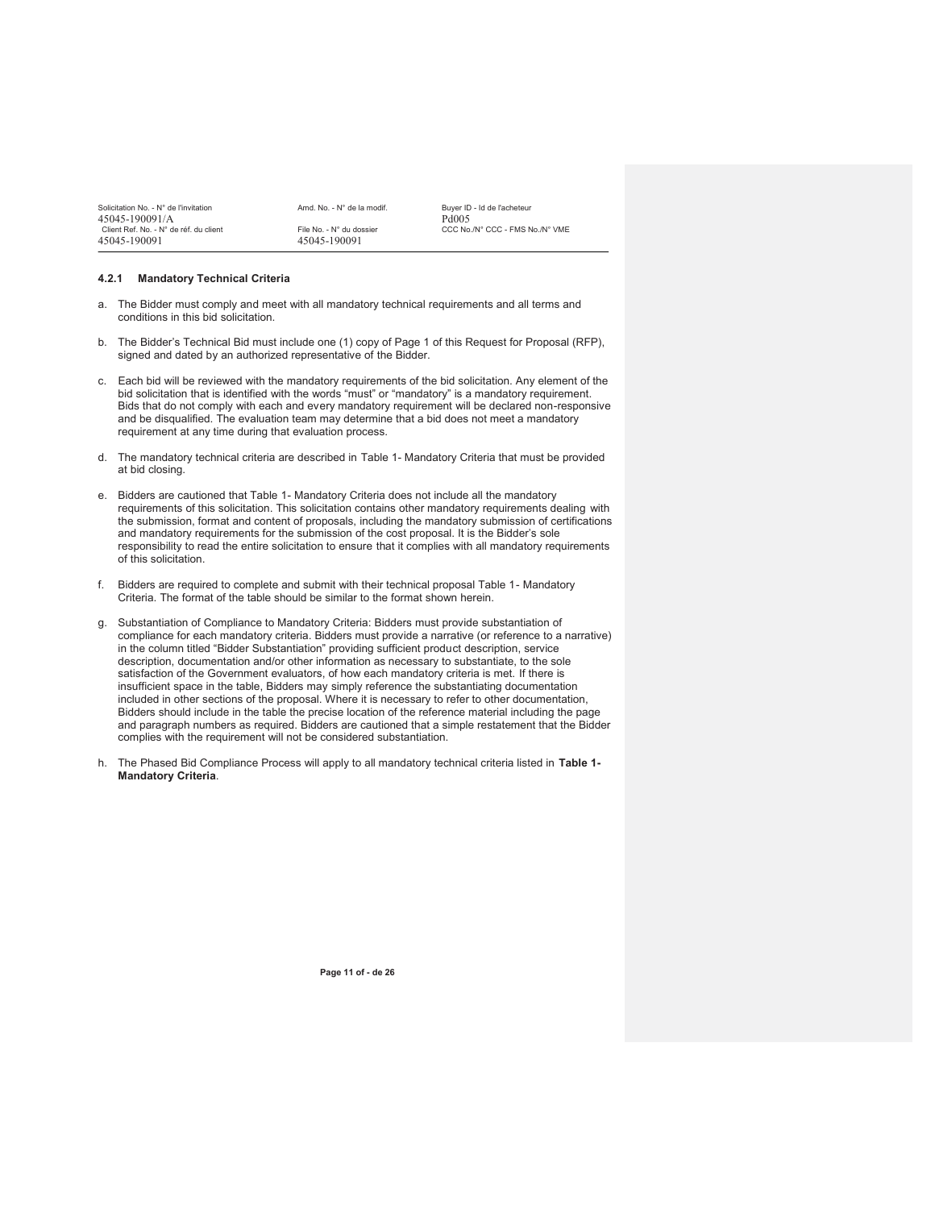### 4.2.1 Mandatory Technical Criteria

a. The Bidder must comply and meet with all mandatory technical requirements and all terms and conditions in this bid solicitation.

b. The Bidder's Technical Bid must include one (1) copy of Page 1 of this Request for Proposal (RFP), signed and dated by an authorized representative of the Bidder.

c. Each bid will be reviewed with the mandatory requirements of the bid solicitation. Any element of the bid solicitation that is identified with the words "must" or "mandatory" is a mandatory requirement. Bids that do not comply with each and every mandatory requirement will be declared non-responsive and be disqualified. The evaluation team may determine that a bid does not meet a mandatory requirement at any time during that evaluation process.

d. The mandatory technical criteria are described in Table 1- Mandatory Criteria that must be provided at bid closing.

e. Bidders are cautioned that Table 1- Mandatory Criteria does not include all the mandatory requirements of this solicitation. This solicitation contains other mandatory requirements dealing with the submission, format and content of proposals, including the mandatory submission of certifications and mandatory requirements for the submission of the cost proposal. It is the Bidder's sole responsibility to read the entire solicitation to ensure that it complies with all mandatory requirements of this solicitation.

f. Bidders are required to complete and submit with their technical proposal Table 1- Mandatory Criteria. The format of the table should be similar to the format shown herein.

g. Substantiation of Compliance to Mandatory Criteria: Bidders must provide substantiation of compliance for each mandatory criteria. Bidders must provide a narrative (or reference to a narrative) in the column titled "Bidder Substantiation" providing sufficient product description, service description, documentation and/or other information as necessary to substantiate, to the sole satisfaction of the Government evaluators, of how each mandatory criteria is met. If there is insufficient space in the table, Bidders may simply reference the substantiating documentation included in other sections of the proposal. Where it is necessary to refer to other documentation, Bidders should include in the table the precise location of the reference material including the page and paragraph numbers as required. Bidders are cautioned that a simple restatement that the Bidder complies with the requirement will not be considered substantiation.

h. The Phased Bid Compliance Process will apply to all mandatory technical criteria listed in **Table 1- Mandatory Criteria**.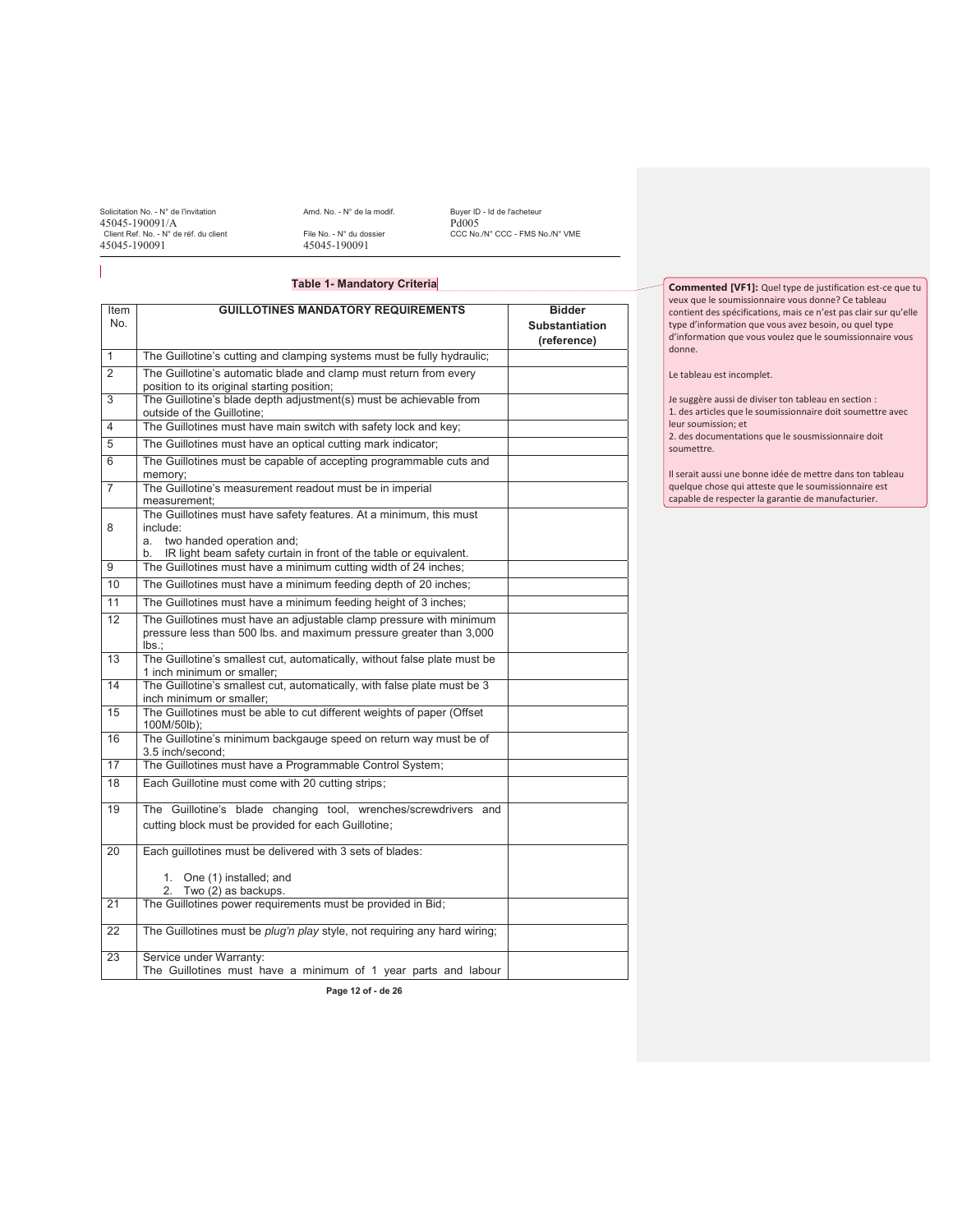**Table 1- Mandatory Criteria**

| Item No. | GUILLOTINES MANDATORY REQUIREMENTS | Bidder Substantiation (reference) |
|---|---|---|
| 1 | The Guillotine's cutting and clamping systems must be fully hydraulic; | |
| 2 | The Guillotine's automatic blade and clamp must return from every position to its original starting position; | |
| 3 | The Guillotine's blade depth adjustment(s) must be achievable from outside of the Guillotine; | |
| 4 | The Guillotines must have main switch with safety lock and key; | |
| 5 | The Guillotines must have an optical cutting mark indicator; | |
| 6 | The Guillotines must be capable of accepting programmable cuts and memory; | |
| 7 | The Guillotine's measurement readout must be in imperial measurement; | |
| 8 | The Guillotines must have safety features. At a minimum, this must include:<br>a. two handed operation and;<br>b. IR light beam safety curtain in front of the table or equivalent. | |
| 9 | The Guillotines must have a minimum cutting width of 24 inches; | |
| 10 | The Guillotines must have a minimum feeding depth of 20 inches; | |
| 11 | The Guillotines must have a minimum feeding height of 3 inches; | |
| 12 | The Guillotines must have an adjustable clamp pressure with minimum pressure less than 500 lbs. and maximum pressure greater than 3,000 lbs.; | |
| 13 | The Guillotine's smallest cut, automatically, without false plate must be 1 inch minimum or smaller; | |
| 14 | The Guillotine's smallest cut, automatically, with false plate must be 3 inch minimum or smaller; | |
| 15 | The Guillotines must be able to cut different weights of paper (Offset 100M/50lb); | |
| 16 | The Guillotine's minimum backgauge speed on return way must be of 3.5 inch/second; | |
| 17 | The Guillotines must have a Programmable Control System; | |
| 18 | Each Guillotine must come with 20 cutting strips; | |
| 19 | The Guillotine's blade changing tool, wrenches/screwdrivers and cutting block must be provided for each Guillotine; | |
| 20 | Each guillotines must be delivered with 3 sets of blades:<br>1. One (1) installed; and<br>2. Two (2) as backups. | |
| 21 | The Guillotines power requirements must be provided in Bid; | |
| 22 | The Guillotines must be *plug'n play* style, not requiring any hard wiring; | |
| 23 | Service under Warranty:<br>The Guillotines must have a minimum of 1 year parts and labour | |

**Commented [VF1]:** Quel type de justification est-ce que tu veux que le soumissionnaire vous donne? Ce tableau contient des spécifications, mais ce n'est pas clair sur qu'elle type d'information que vous avez besoin, ou quel type d'information que vous voulez que le soumissionnaire vous donne.

Le tableau est incomplet.

Je suggère aussi de diviser ton tableau en section :
1. des articles que le soumissionnaire doit soumettre avec leur soumission; et
2. des documentations que le sousmissionnaire doit soumettre.

Il serait aussi une bonne idée de mettre dans ton tableau quelque chose qui atteste que le soumissionnaire est capable de respecter la garantie de manufacturier.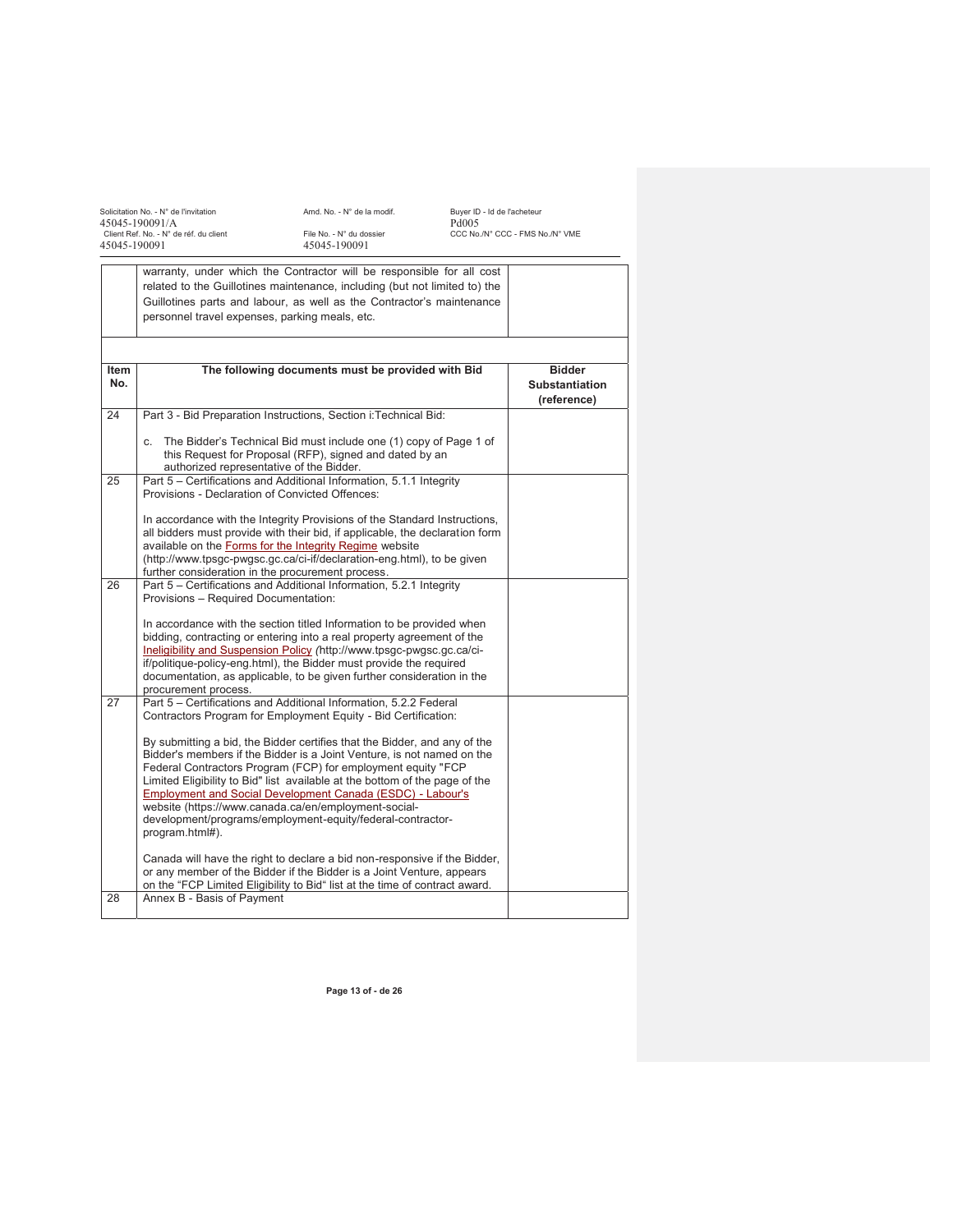| | | |
|---|---|---|
| | warranty, under which the Contractor will be responsible for all cost related to the Guillotines maintenance, including (but not limited to) the Guillotines parts and labour, as well as the Contractor's maintenance personnel travel expenses, parking meals, etc. | |
| | | |

| Item No. | The following documents must be provided with Bid | Bidder Substantiation (reference) |
|---|---|---|
| 24 | Part 3 - Bid Preparation Instructions, Section i:Technical Bid:<br><br>c. The Bidder's Technical Bid must include one (1) copy of Page 1 of this Request for Proposal (RFP), signed and dated by an authorized representative of the Bidder. | |
| 25 | Part 5 – Certifications and Additional Information, 5.1.1 Integrity Provisions - Declaration of Convicted Offences:<br><br>In accordance with the Integrity Provisions of the Standard Instructions, all bidders must provide with their bid, if applicable, the declaration form available on the Forms for the Integrity Regime website (http://www.tpsgc-pwgsc.gc.ca/ci-if/declaration-eng.html), to be given further consideration in the procurement process. | |
| 26 | Part 5 – Certifications and Additional Information, 5.2.1 Integrity Provisions – Required Documentation:<br><br>In accordance with the section titled Information to be provided when bidding, contracting or entering into a real property agreement of the Ineligibility and Suspension Policy (http://www.tpsgc-pwgsc.gc.ca/ci-if/politique-policy-eng.html), the Bidder must provide the required documentation, as applicable, to be given further consideration in the procurement process. | |
| 27 | Part 5 – Certifications and Additional Information, 5.2.2 Federal Contractors Program for Employment Equity - Bid Certification:<br><br>By submitting a bid, the Bidder certifies that the Bidder, and any of the Bidder's members if the Bidder is a Joint Venture, is not named on the Federal Contractors Program (FCP) for employment equity "FCP Limited Eligibility to Bid" list available at the bottom of the page of the Employment and Social Development Canada (ESDC) - Labour's website (https://www.canada.ca/en/employment-social-development/programs/employment-equity/federal-contractor-program.html#).<br><br>Canada will have the right to declare a bid non-responsive if the Bidder, or any member of the Bidder if the Bidder is a Joint Venture, appears on the "FCP Limited Eligibility to Bid" list at the time of contract award. | |
| 28 | Annex B - Basis of Payment | |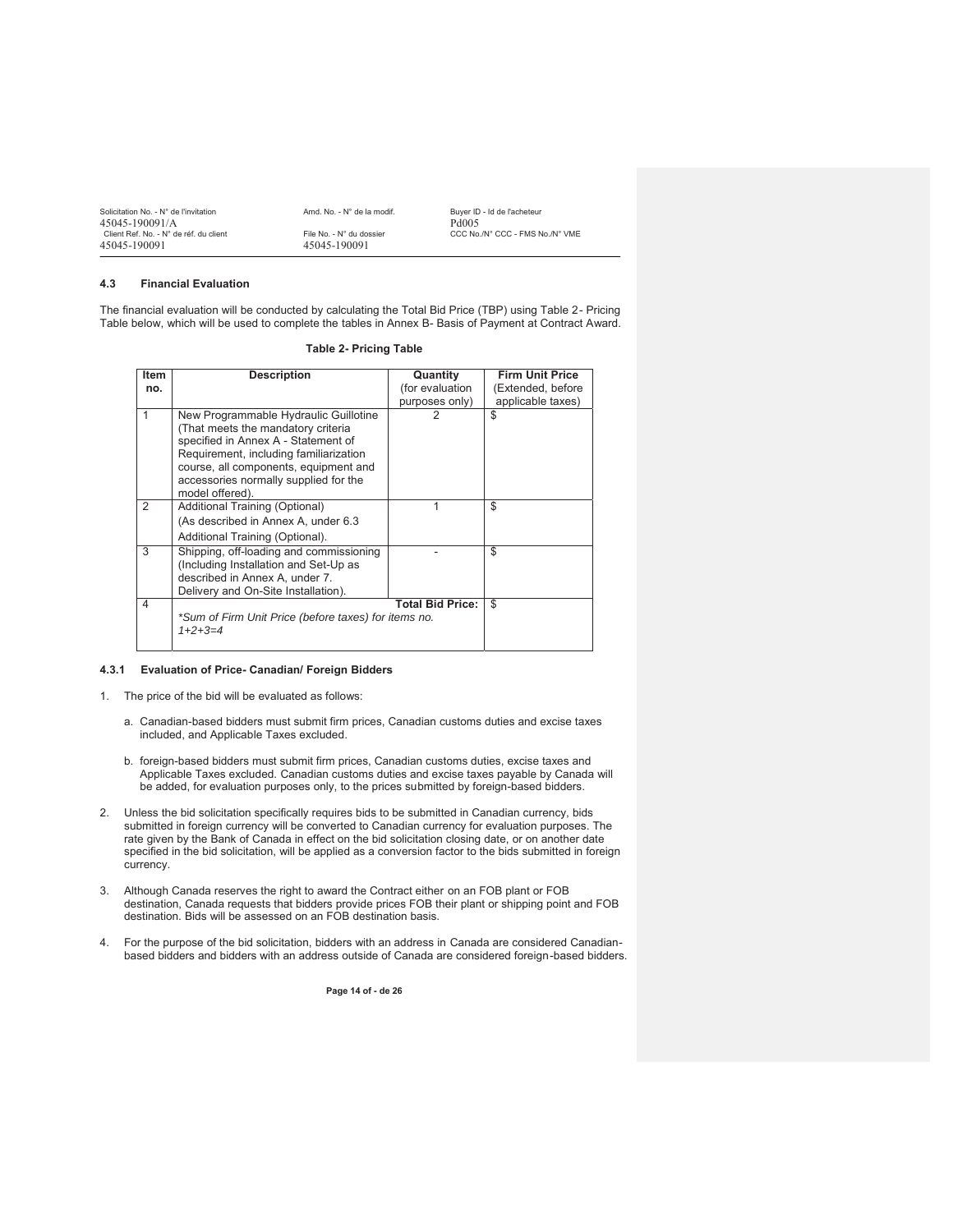## 4.3 Financial Evaluation

The financial evaluation will be conducted by calculating the Total Bid Price (TBP) using Table 2- Pricing Table below, which will be used to complete the tables in Annex B- Basis of Payment at Contract Award.

**Table 2- Pricing Table**

| Item no. | Description | Quantity (for evaluation purposes only) | Firm Unit Price (Extended, before applicable taxes) |
|---|---|---|---|
| 1 | New Programmable Hydraulic Guillotine (That meets the mandatory criteria specified in Annex A - Statement of Requirement, including familiarization course, all components, equipment and accessories normally supplied for the model offered). | 2 | $ |
| 2 | Additional Training (Optional) (As described in Annex A, under 6.3 Additional Training (Optional). | 1 | $ |
| 3 | Shipping, off-loading and commissioning (Including Installation and Set-Up as described in Annex A, under 7. Delivery and On-Site Installation). | - | $ |
| 4 | *Sum of Firm Unit Price (before taxes) for items no. 1+2+3=4* | **Total Bid Price:** | $ |

### 4.3.1 Evaluation of Price- Canadian/ Foreign Bidders

1. The price of the bid will be evaluated as follows:

   a. Canadian-based bidders must submit firm prices, Canadian customs duties and excise taxes included, and Applicable Taxes excluded.

   b. foreign-based bidders must submit firm prices, Canadian customs duties, excise taxes and Applicable Taxes excluded. Canadian customs duties and excise taxes payable by Canada will be added, for evaluation purposes only, to the prices submitted by foreign-based bidders.

2. Unless the bid solicitation specifically requires bids to be submitted in Canadian currency, bids submitted in foreign currency will be converted to Canadian currency for evaluation purposes. The rate given by the Bank of Canada in effect on the bid solicitation closing date, or on another date specified in the bid solicitation, will be applied as a conversion factor to the bids submitted in foreign currency.

3. Although Canada reserves the right to award the Contract either on an FOB plant or FOB destination, Canada requests that bidders provide prices FOB their plant or shipping point and FOB destination. Bids will be assessed on an FOB destination basis.

4. For the purpose of the bid solicitation, bidders with an address in Canada are considered Canadian-based bidders and bidders with an address outside of Canada are considered foreign-based bidders.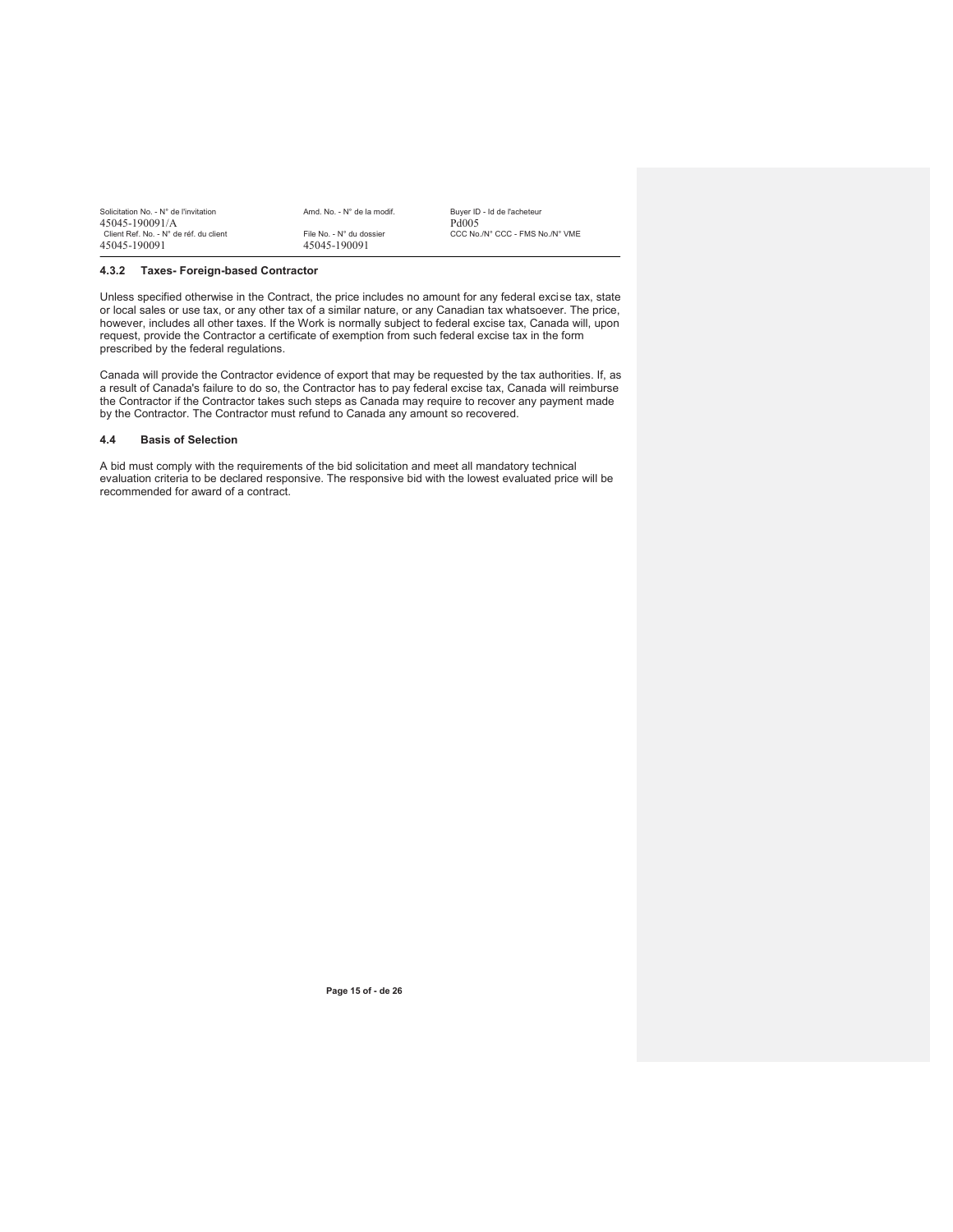### 4.3.2 Taxes- Foreign-based Contractor

Unless specified otherwise in the Contract, the price includes no amount for any federal excise tax, state or local sales or use tax, or any other tax of a similar nature, or any Canadian tax whatsoever. The price, however, includes all other taxes. If the Work is normally subject to federal excise tax, Canada will, upon request, provide the Contractor a certificate of exemption from such federal excise tax in the form prescribed by the federal regulations.

Canada will provide the Contractor evidence of export that may be requested by the tax authorities. If, as a result of Canada's failure to do so, the Contractor has to pay federal excise tax, Canada will reimburse the Contractor if the Contractor takes such steps as Canada may require to recover any payment made by the Contractor. The Contractor must refund to Canada any amount so recovered.

## 4.4 Basis of Selection

A bid must comply with the requirements of the bid solicitation and meet all mandatory technical evaluation criteria to be declared responsive. The responsive bid with the lowest evaluated price will be recommended for award of a contract.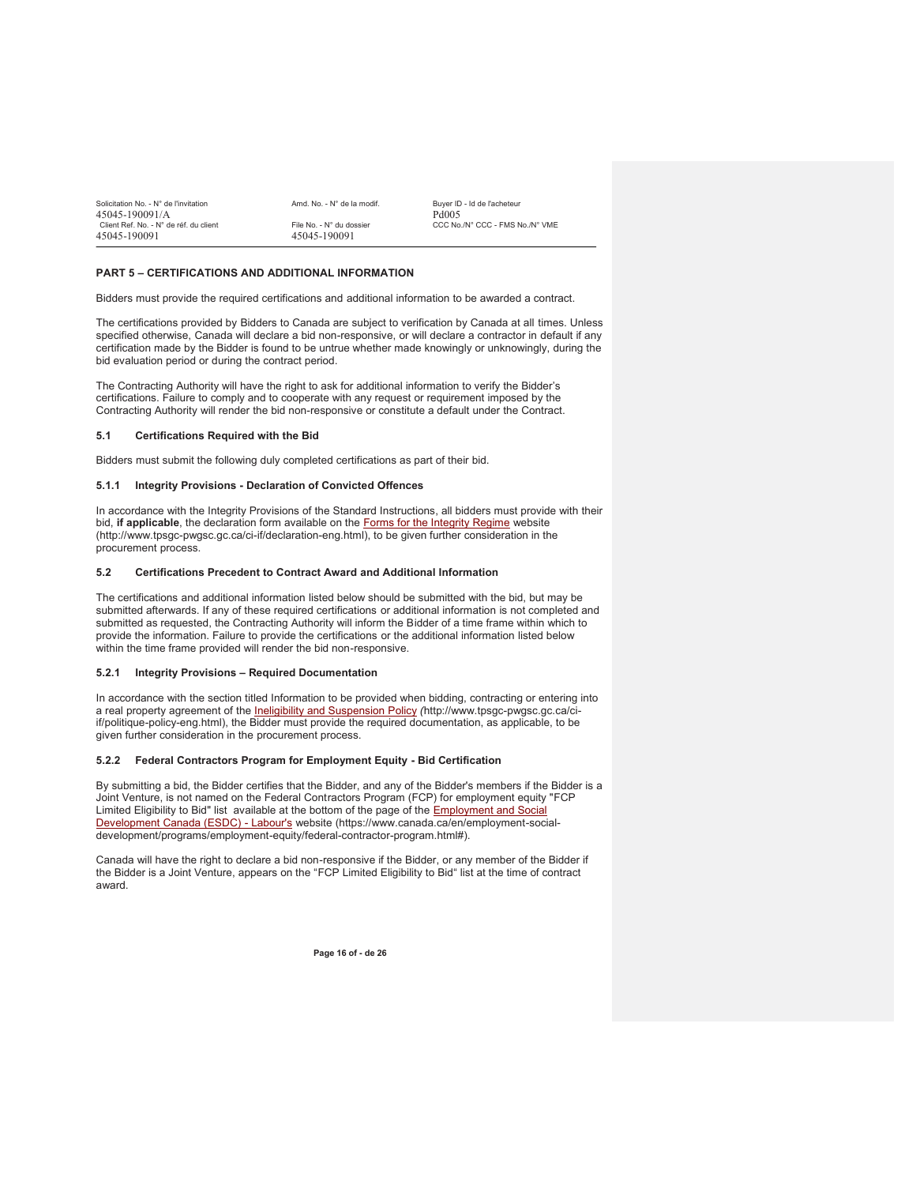## PART 5 – CERTIFICATIONS AND ADDITIONAL INFORMATION

Bidders must provide the required certifications and additional information to be awarded a contract.

The certifications provided by Bidders to Canada are subject to verification by Canada at all times. Unless specified otherwise, Canada will declare a bid non-responsive, or will declare a contractor in default if any certification made by the Bidder is found to be untrue whether made knowingly or unknowingly, during the bid evaluation period or during the contract period.

The Contracting Authority will have the right to ask for additional information to verify the Bidder's certifications. Failure to comply and to cooperate with any request or requirement imposed by the Contracting Authority will render the bid non-responsive or constitute a default under the Contract.

### 5.1 Certifications Required with the Bid

Bidders must submit the following duly completed certifications as part of their bid.

#### 5.1.1 Integrity Provisions - Declaration of Convicted Offences

In accordance with the Integrity Provisions of the Standard Instructions, all bidders must provide with their bid, **if applicable**, the declaration form available on the Forms for the Integrity Regime website (http://www.tpsgc-pwgsc.gc.ca/ci-if/declaration-eng.html), to be given further consideration in the procurement process.

### 5.2 Certifications Precedent to Contract Award and Additional Information

The certifications and additional information listed below should be submitted with the bid, but may be submitted afterwards. If any of these required certifications or additional information is not completed and submitted as requested, the Contracting Authority will inform the Bidder of a time frame within which to provide the information. Failure to provide the certifications or the additional information listed below within the time frame provided will render the bid non-responsive.

#### 5.2.1 Integrity Provisions – Required Documentation

In accordance with the section titled Information to be provided when bidding, contracting or entering into a real property agreement of the Ineligibility and Suspension Policy *(*http://www.tpsgc-pwgsc.gc.ca/ci-if/politique-policy-eng.html), the Bidder must provide the required documentation, as applicable, to be given further consideration in the procurement process.

#### 5.2.2 Federal Contractors Program for Employment Equity - Bid Certification

By submitting a bid, the Bidder certifies that the Bidder, and any of the Bidder's members if the Bidder is a Joint Venture, is not named on the Federal Contractors Program (FCP) for employment equity "FCP Limited Eligibility to Bid" list available at the bottom of the page of the Employment and Social Development Canada (ESDC) - Labour's website (https://www.canada.ca/en/employment-social-development/programs/employment-equity/federal-contractor-program.html#).

Canada will have the right to declare a bid non-responsive if the Bidder, or any member of the Bidder if the Bidder is a Joint Venture, appears on the "FCP Limited Eligibility to Bid" list at the time of contract award.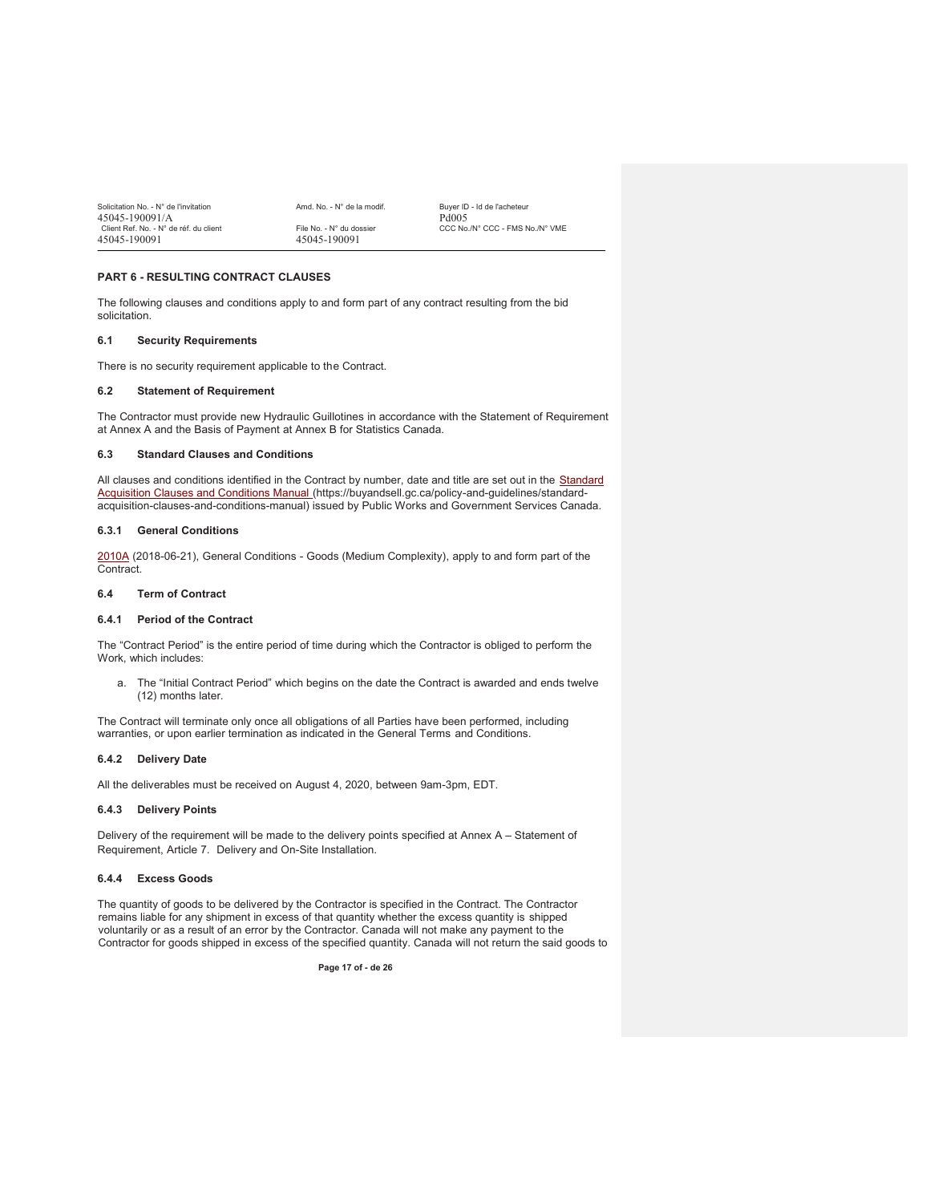## PART 6 - RESULTING CONTRACT CLAUSES

The following clauses and conditions apply to and form part of any contract resulting from the bid solicitation.

### 6.1 Security Requirements

There is no security requirement applicable to the Contract.

### 6.2 Statement of Requirement

The Contractor must provide new Hydraulic Guillotines in accordance with the Statement of Requirement at Annex A and the Basis of Payment at Annex B for Statistics Canada.

### 6.3 Standard Clauses and Conditions

All clauses and conditions identified in the Contract by number, date and title are set out in the Standard Acquisition Clauses and Conditions Manual (https://buyandsell.gc.ca/policy-and-guidelines/standard-acquisition-clauses-and-conditions-manual) issued by Public Works and Government Services Canada.

#### 6.3.1 General Conditions

2010A (2018-06-21), General Conditions - Goods (Medium Complexity), apply to and form part of the Contract.

### 6.4 Term of Contract

#### 6.4.1 Period of the Contract

The "Contract Period" is the entire period of time during which the Contractor is obliged to perform the Work, which includes:

a. The "Initial Contract Period" which begins on the date the Contract is awarded and ends twelve (12) months later.

The Contract will terminate only once all obligations of all Parties have been performed, including warranties, or upon earlier termination as indicated in the General Terms and Conditions.

#### 6.4.2 Delivery Date

All the deliverables must be received on August 4, 2020, between 9am-3pm, EDT.

#### 6.4.3 Delivery Points

Delivery of the requirement will be made to the delivery points specified at Annex A – Statement of Requirement, Article 7. Delivery and On-Site Installation.

#### 6.4.4 Excess Goods

The quantity of goods to be delivered by the Contractor is specified in the Contract. The Contractor remains liable for any shipment in excess of that quantity whether the excess quantity is shipped voluntarily or as a result of an error by the Contractor. Canada will not make any payment to the Contractor for goods shipped in excess of the specified quantity. Canada will not return the said goods to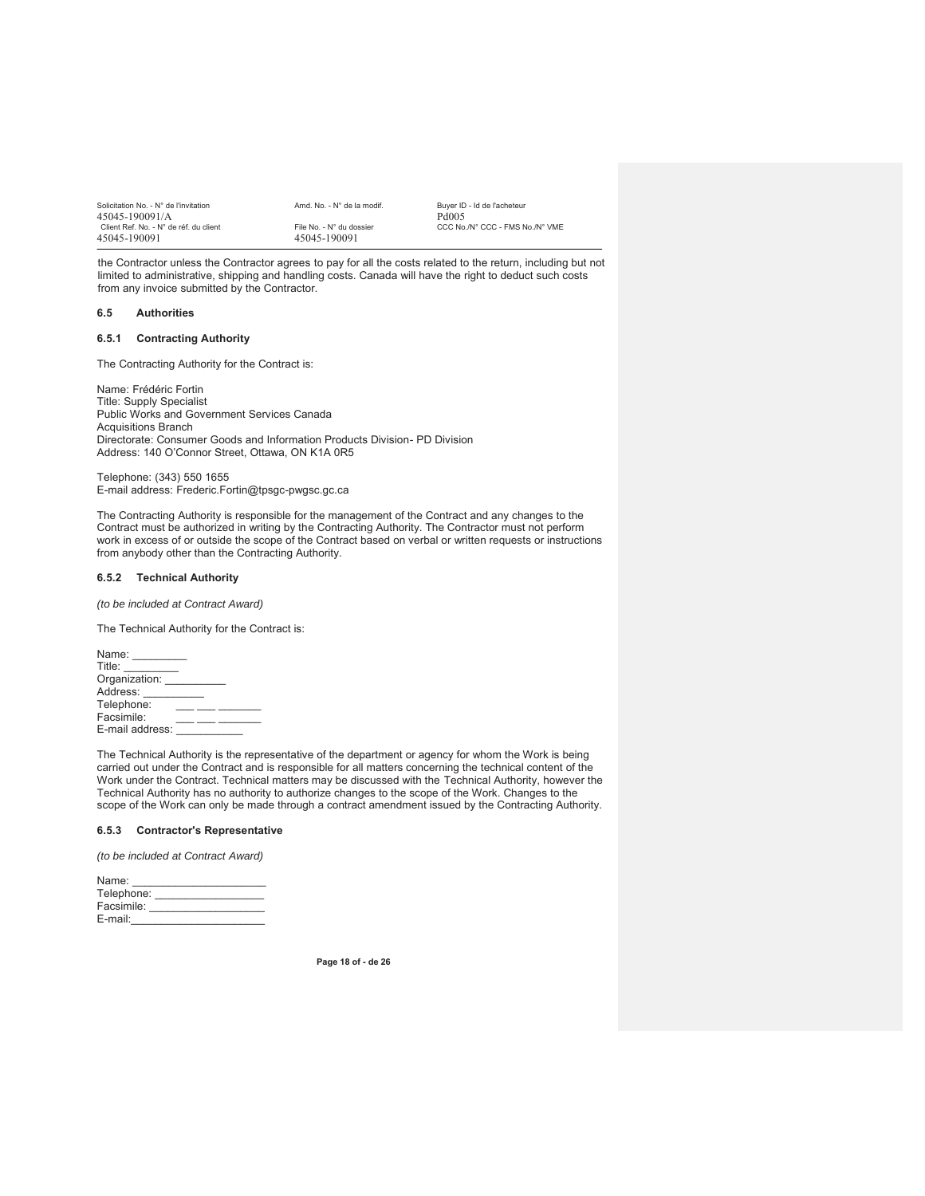the Contractor unless the Contractor agrees to pay for all the costs related to the return, including but not limited to administrative, shipping and handling costs. Canada will have the right to deduct such costs from any invoice submitted by the Contractor.

### 6.5 Authorities

#### 6.5.1 Contracting Authority

The Contracting Authority for the Contract is:

Name: Frédéric Fortin
Title: Supply Specialist
Public Works and Government Services Canada
Acquisitions Branch
Directorate: Consumer Goods and Information Products Division- PD Division
Address: 140 O'Connor Street, Ottawa, ON K1A 0R5

Telephone: (343) 550 1655
E-mail address: Frederic.Fortin@tpsgc-pwgsc.gc.ca

The Contracting Authority is responsible for the management of the Contract and any changes to the Contract must be authorized in writing by the Contracting Authority. The Contractor must not perform work in excess of or outside the scope of the Contract based on verbal or written requests or instructions from anybody other than the Contracting Authority.

#### 6.5.2 Technical Authority

*(to be included at Contract Award)*

The Technical Authority for the Contract is:

Name: _________
Title: _________
Organization: __________
Address: __________
Telephone: ___ ___ _______
Facsimile: ___ ___ _______
E-mail address: ___________

The Technical Authority is the representative of the department or agency for whom the Work is being carried out under the Contract and is responsible for all matters concerning the technical content of the Work under the Contract. Technical matters may be discussed with the Technical Authority, however the Technical Authority has no authority to authorize changes to the scope of the Work. Changes to the scope of the Work can only be made through a contract amendment issued by the Contracting Authority.

#### 6.5.3 Contractor's Representative

*(to be included at Contract Award)*

Name: ______________________
Telephone: __________________
Facsimile: ___________________
E-mail:______________________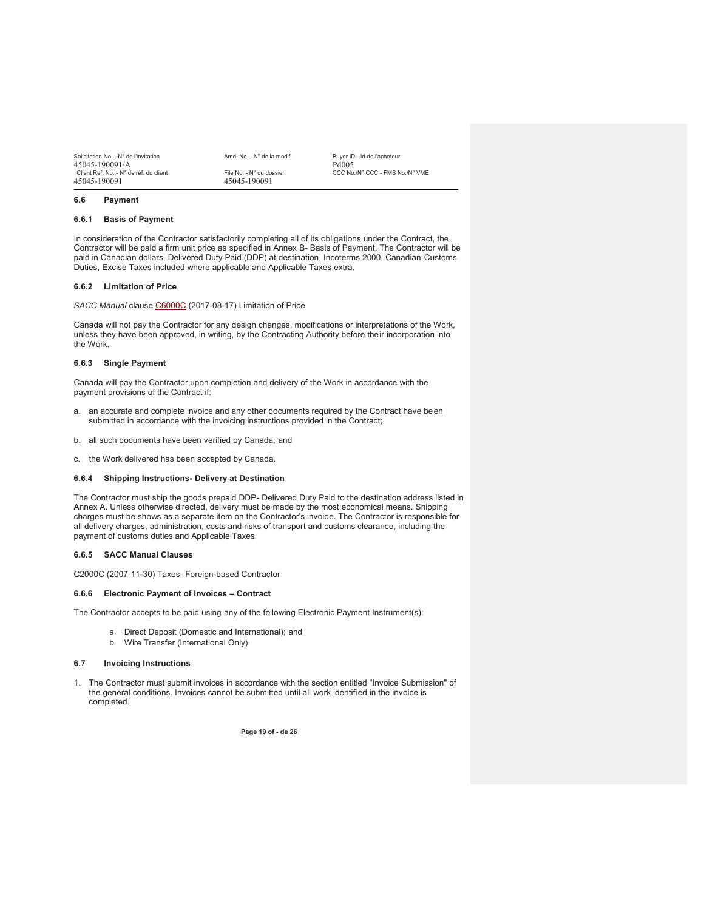## 6.6 Payment

### 6.6.1 Basis of Payment

In consideration of the Contractor satisfactorily completing all of its obligations under the Contract, the Contractor will be paid a firm unit price as specified in Annex B- Basis of Payment. The Contractor will be paid in Canadian dollars, Delivered Duty Paid (DDP) at destination, Incoterms 2000, Canadian Customs Duties, Excise Taxes included where applicable and Applicable Taxes extra.

### 6.6.2 Limitation of Price

*SACC Manual* clause C6000C (2017-08-17) Limitation of Price

Canada will not pay the Contractor for any design changes, modifications or interpretations of the Work, unless they have been approved, in writing, by the Contracting Authority before their incorporation into the Work.

### 6.6.3 Single Payment

Canada will pay the Contractor upon completion and delivery of the Work in accordance with the payment provisions of the Contract if:

a. an accurate and complete invoice and any other documents required by the Contract have been submitted in accordance with the invoicing instructions provided in the Contract;

b. all such documents have been verified by Canada; and

c. the Work delivered has been accepted by Canada.

### 6.6.4 Shipping Instructions- Delivery at Destination

The Contractor must ship the goods prepaid DDP- Delivered Duty Paid to the destination address listed in Annex A. Unless otherwise directed, delivery must be made by the most economical means. Shipping charges must be shows as a separate item on the Contractor's invoice. The Contractor is responsible for all delivery charges, administration, costs and risks of transport and customs clearance, including the payment of customs duties and Applicable Taxes.

### 6.6.5 SACC Manual Clauses

C2000C (2007-11-30) Taxes- Foreign-based Contractor

### 6.6.6 Electronic Payment of Invoices – Contract

The Contractor accepts to be paid using any of the following Electronic Payment Instrument(s):

a. Direct Deposit (Domestic and International); and
b. Wire Transfer (International Only).

## 6.7 Invoicing Instructions

1. The Contractor must submit invoices in accordance with the section entitled "Invoice Submission" of the general conditions. Invoices cannot be submitted until all work identified in the invoice is completed.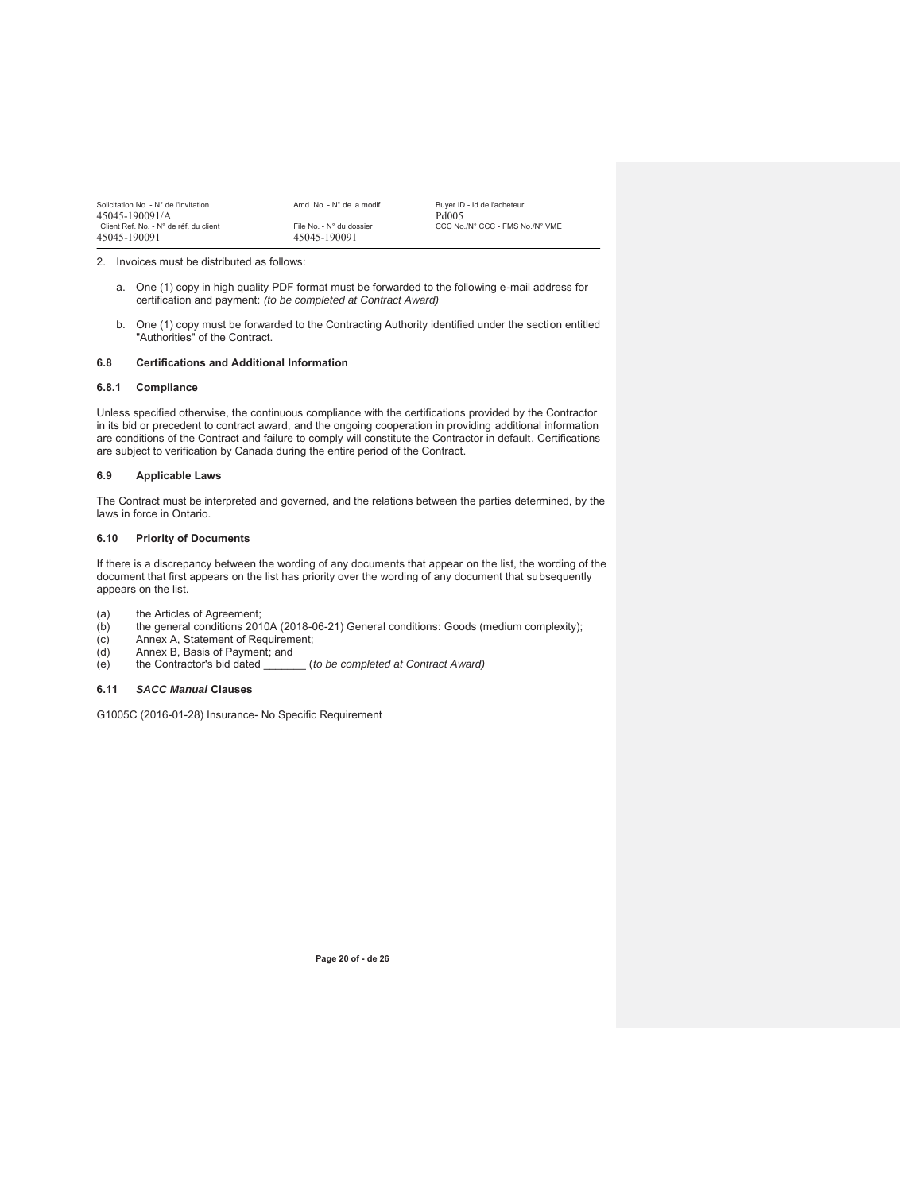2. Invoices must be distributed as follows:

   a. One (1) copy in high quality PDF format must be forwarded to the following e-mail address for certification and payment: *(to be completed at Contract Award)*

   b. One (1) copy must be forwarded to the Contracting Authority identified under the section entitled "Authorities" of the Contract.

### 6.8 Certifications and Additional Information

#### 6.8.1 Compliance

Unless specified otherwise, the continuous compliance with the certifications provided by the Contractor in its bid or precedent to contract award, and the ongoing cooperation in providing additional information are conditions of the Contract and failure to comply will constitute the Contractor in default. Certifications are subject to verification by Canada during the entire period of the Contract.

### 6.9 Applicable Laws

The Contract must be interpreted and governed, and the relations between the parties determined, by the laws in force in Ontario.

### 6.10 Priority of Documents

If there is a discrepancy between the wording of any documents that appear on the list, the wording of the document that first appears on the list has priority over the wording of any document that subsequently appears on the list.

(a) the Articles of Agreement;
(b) the general conditions 2010A (2018-06-21) General conditions: Goods (medium complexity);
(c) Annex A, Statement of Requirement;
(d) Annex B, Basis of Payment; and
(e) the Contractor's bid dated _______ (*to be completed at Contract Award)*

### 6.11 *SACC Manual* Clauses

G1005C (2016-01-28) Insurance- No Specific Requirement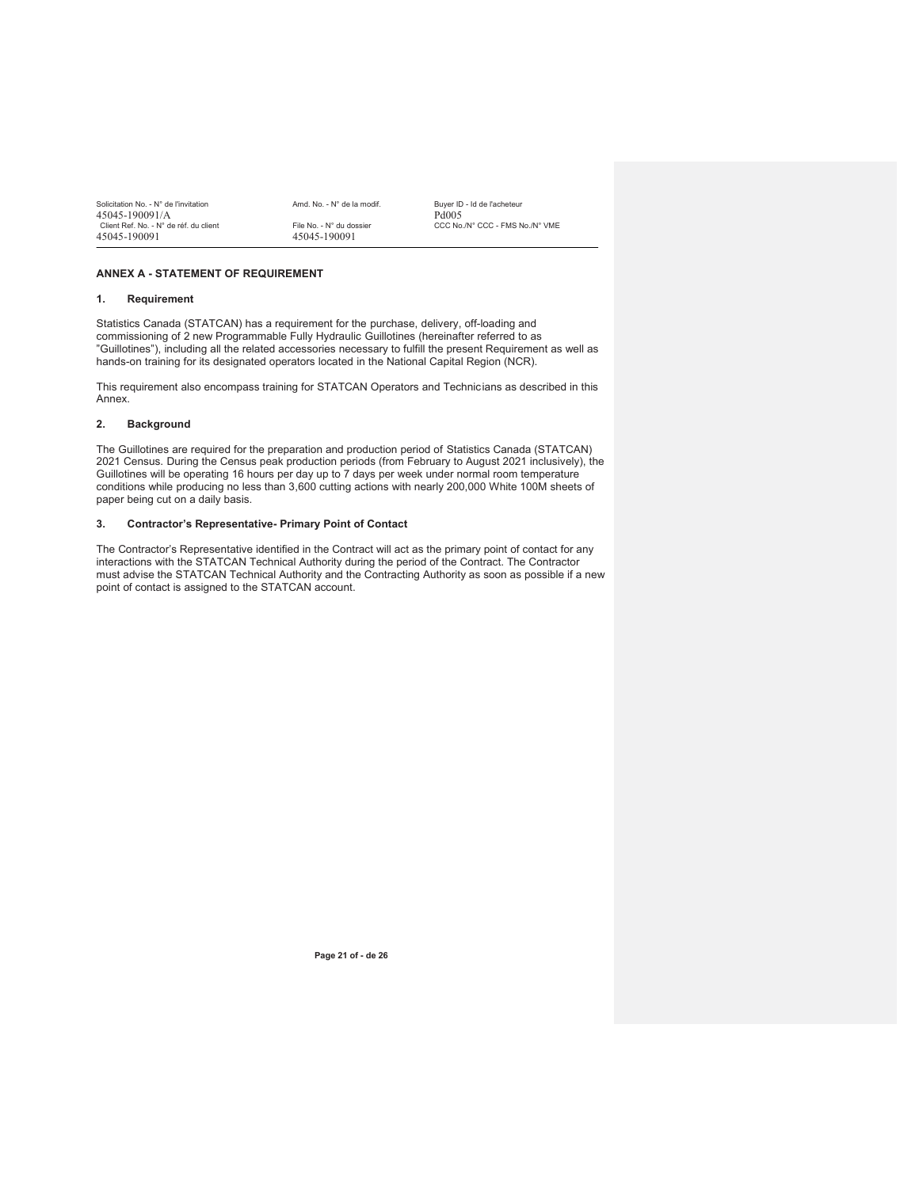## ANNEX A - STATEMENT OF REQUIREMENT

### 1. Requirement

Statistics Canada (STATCAN) has a requirement for the purchase, delivery, off-loading and commissioning of 2 new Programmable Fully Hydraulic Guillotines (hereinafter referred to as "Guillotines"), including all the related accessories necessary to fulfill the present Requirement as well as hands-on training for its designated operators located in the National Capital Region (NCR).

This requirement also encompass training for STATCAN Operators and Technicians as described in this Annex.

### 2. Background

The Guillotines are required for the preparation and production period of Statistics Canada (STATCAN) 2021 Census. During the Census peak production periods (from February to August 2021 inclusively), the Guillotines will be operating 16 hours per day up to 7 days per week under normal room temperature conditions while producing no less than 3,600 cutting actions with nearly 200,000 White 100M sheets of paper being cut on a daily basis.

### 3. Contractor's Representative- Primary Point of Contact

The Contractor's Representative identified in the Contract will act as the primary point of contact for any interactions with the STATCAN Technical Authority during the period of the Contract. The Contractor must advise the STATCAN Technical Authority and the Contracting Authority as soon as possible if a new point of contact is assigned to the STATCAN account.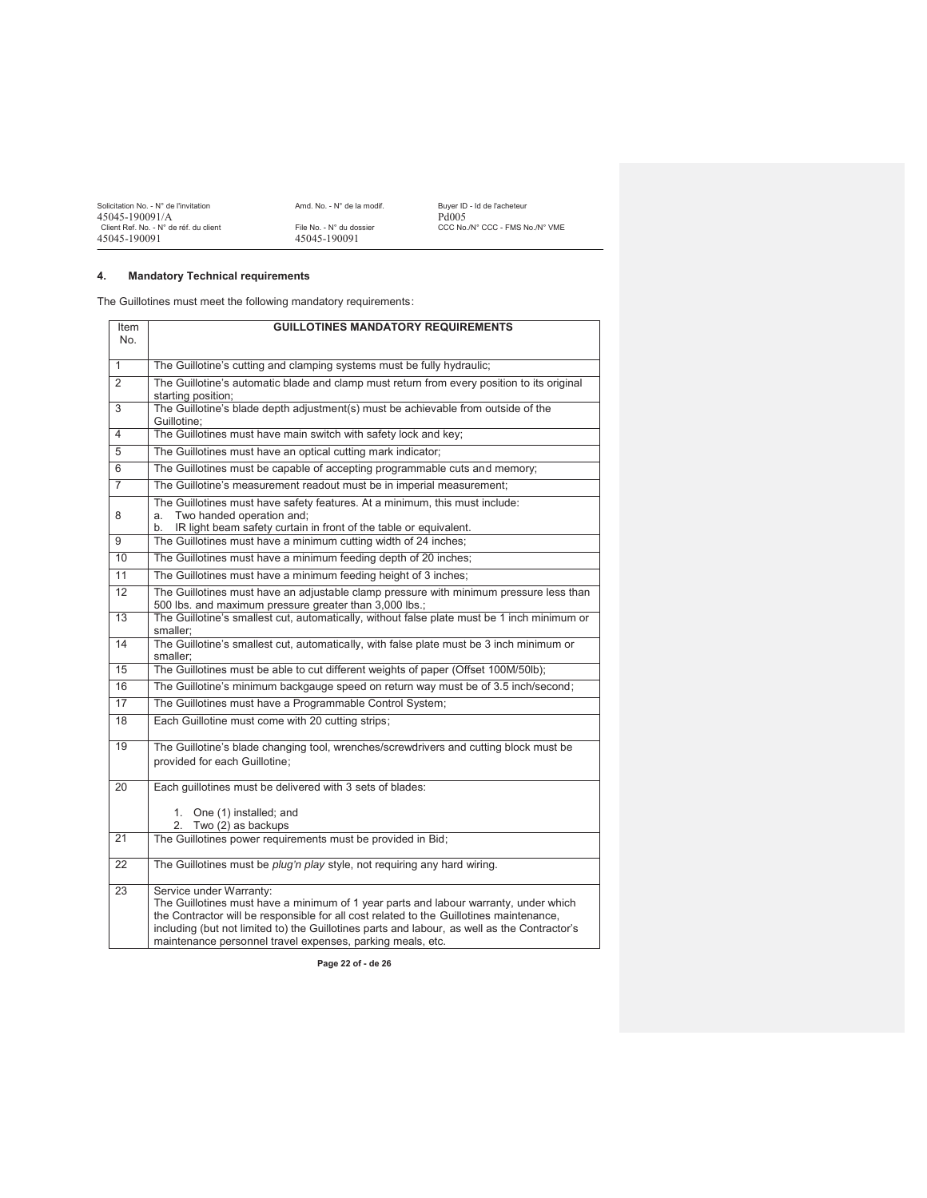## 4. Mandatory Technical requirements

The Guillotines must meet the following mandatory requirements:

| Item No. | GUILLOTINES MANDATORY REQUIREMENTS |
|---|---|
| 1 | The Guillotine's cutting and clamping systems must be fully hydraulic; |
| 2 | The Guillotine's automatic blade and clamp must return from every position to its original starting position; |
| 3 | The Guillotine's blade depth adjustment(s) must be achievable from outside of the Guillotine; |
| 4 | The Guillotines must have main switch with safety lock and key; |
| 5 | The Guillotines must have an optical cutting mark indicator; |
| 6 | The Guillotines must be capable of accepting programmable cuts and memory; |
| 7 | The Guillotine's measurement readout must be in imperial measurement; |
| 8 | The Guillotines must have safety features. At a minimum, this must include:<br>a. Two handed operation and;<br>b. IR light beam safety curtain in front of the table or equivalent. |
| 9 | The Guillotines must have a minimum cutting width of 24 inches; |
| 10 | The Guillotines must have a minimum feeding depth of 20 inches; |
| 11 | The Guillotines must have a minimum feeding height of 3 inches; |
| 12 | The Guillotines must have an adjustable clamp pressure with minimum pressure less than 500 lbs. and maximum pressure greater than 3,000 lbs.; |
| 13 | The Guillotine's smallest cut, automatically, without false plate must be 1 inch minimum or smaller; |
| 14 | The Guillotine's smallest cut, automatically, with false plate must be 3 inch minimum or smaller; |
| 15 | The Guillotines must be able to cut different weights of paper (Offset 100M/50lb); |
| 16 | The Guillotine's minimum backgauge speed on return way must be of 3.5 inch/second; |
| 17 | The Guillotines must have a Programmable Control System; |
| 18 | Each Guillotine must come with 20 cutting strips; |
| 19 | The Guillotine's blade changing tool, wrenches/screwdrivers and cutting block must be provided for each Guillotine; |
| 20 | Each guillotines must be delivered with 3 sets of blades:<br>1. One (1) installed; and<br>2. Two (2) as backups |
| 21 | The Guillotines power requirements must be provided in Bid; |
| 22 | The Guillotines must be *plug'n play* style, not requiring any hard wiring. |
| 23 | Service under Warranty:<br>The Guillotines must have a minimum of 1 year parts and labour warranty, under which the Contractor will be responsible for all cost related to the Guillotines maintenance, including (but not limited to) the Guillotines parts and labour, as well as the Contractor's maintenance personnel travel expenses, parking meals, etc. |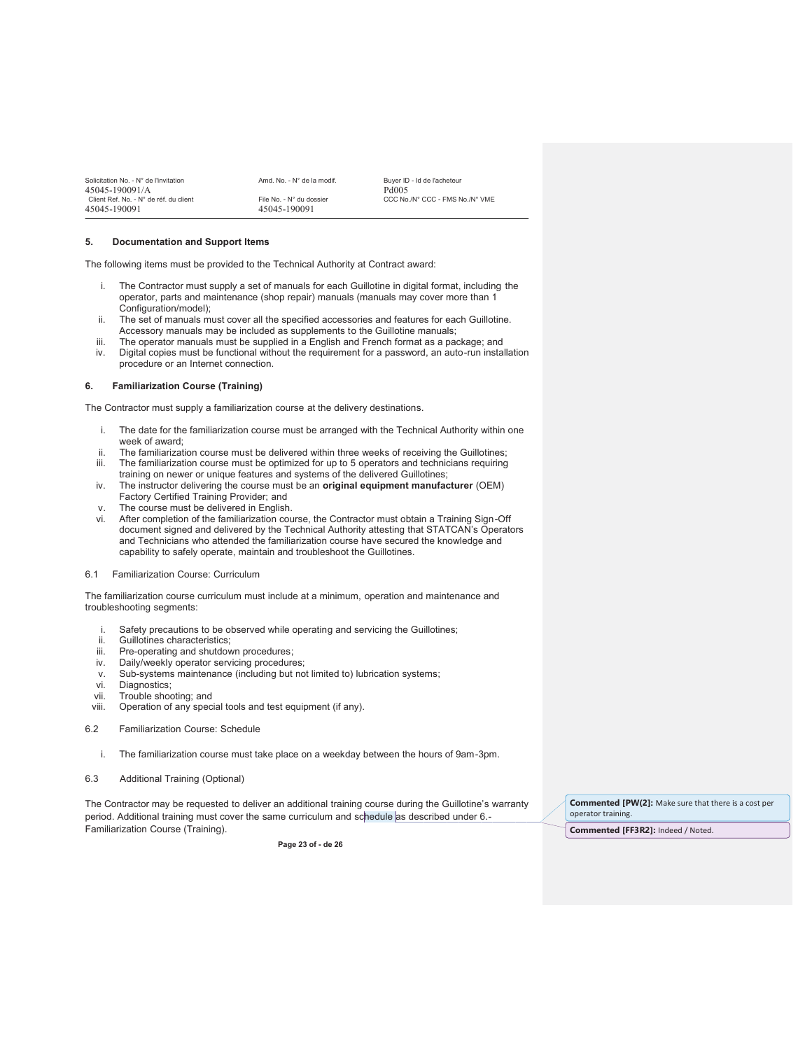## 5. Documentation and Support Items

The following items must be provided to the Technical Authority at Contract award:

i. The Contractor must supply a set of manuals for each Guillotine in digital format, including the operator, parts and maintenance (shop repair) manuals (manuals may cover more than 1 Configuration/model);
ii. The set of manuals must cover all the specified accessories and features for each Guillotine. Accessory manuals may be included as supplements to the Guillotine manuals;
iii. The operator manuals must be supplied in a English and French format as a package; and
iv. Digital copies must be functional without the requirement for a password, an auto-run installation procedure or an Internet connection.

## 6. Familiarization Course (Training)

The Contractor must supply a familiarization course at the delivery destinations.

i. The date for the familiarization course must be arranged with the Technical Authority within one week of award;
ii. The familiarization course must be delivered within three weeks of receiving the Guillotines;
iii. The familiarization course must be optimized for up to 5 operators and technicians requiring training on newer or unique features and systems of the delivered Guillotines;
iv. The instructor delivering the course must be an **original equipment manufacturer** (OEM) Factory Certified Training Provider; and
v. The course must be delivered in English.
vi. After completion of the familiarization course, the Contractor must obtain a Training Sign-Off document signed and delivered by the Technical Authority attesting that STATCAN's Operators and Technicians who attended the familiarization course have secured the knowledge and capability to safely operate, maintain and troubleshoot the Guillotines.

### 6.1 Familiarization Course: Curriculum

The familiarization course curriculum must include at a minimum, operation and maintenance and troubleshooting segments:

i. Safety precautions to be observed while operating and servicing the Guillotines;
ii. Guillotines characteristics;
iii. Pre-operating and shutdown procedures;
iv. Daily/weekly operator servicing procedures;
v. Sub-systems maintenance (including but not limited to) lubrication systems;
vi. Diagnostics;
vii. Trouble shooting; and
viii. Operation of any special tools and test equipment (if any).

### 6.2 Familiarization Course: Schedule

i. The familiarization course must take place on a weekday between the hours of 9am-3pm.

### 6.3 Additional Training (Optional)

The Contractor may be requested to deliver an additional training course during the Guillotine's warranty period. Additional training must cover the same curriculum and schedule as described under 6.- Familiarization Course (Training).

**Commented [PW(2]:** Make sure that there is a cost per operator training.

**Commented [FF3R2]:** Indeed / Noted.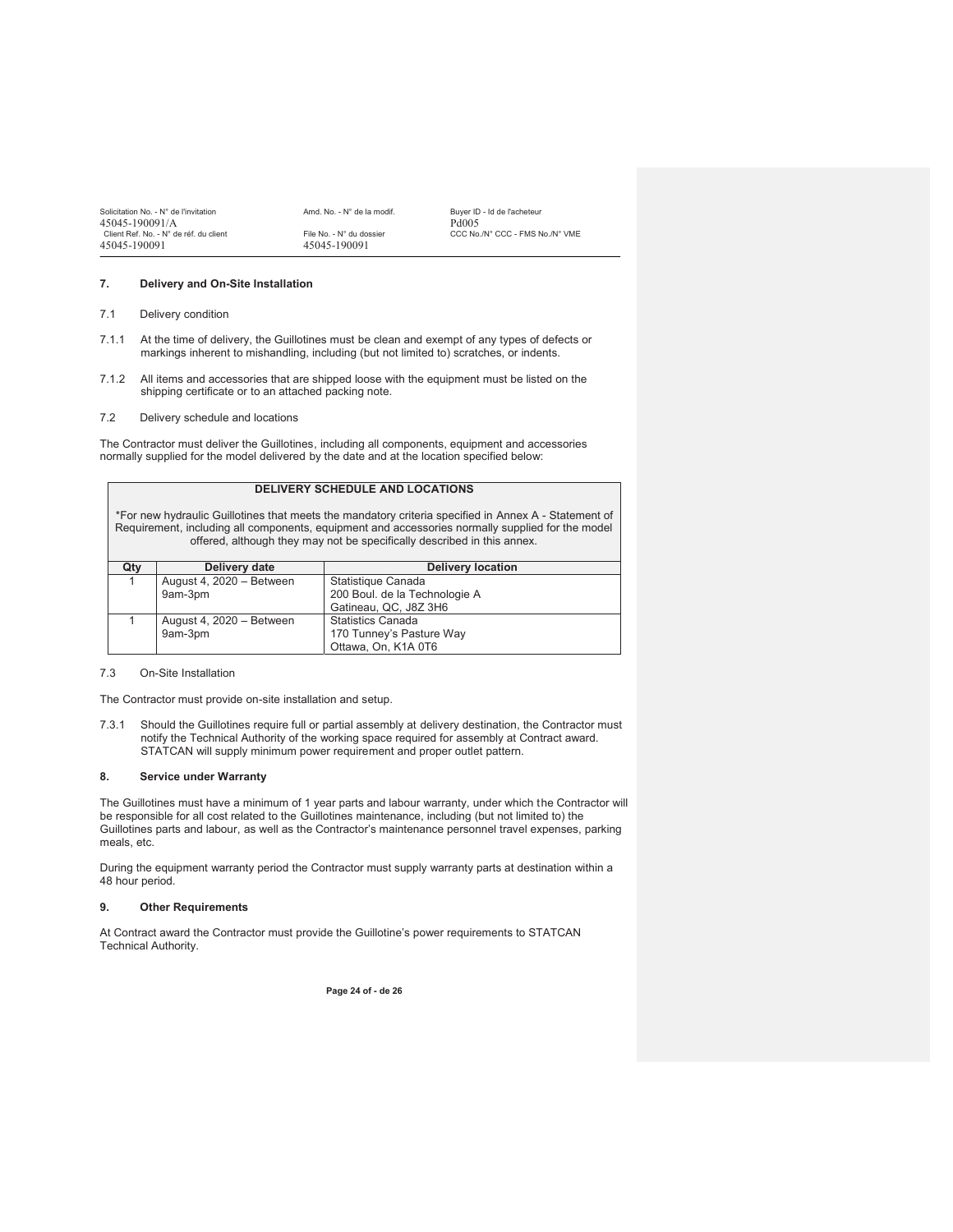## 7. Delivery and On-Site Installation

7.1 Delivery condition

7.1.1 At the time of delivery, the Guillotines must be clean and exempt of any types of defects or markings inherent to mishandling, including (but not limited to) scratches, or indents.

7.1.2 All items and accessories that are shipped loose with the equipment must be listed on the shipping certificate or to an attached packing note.

7.2 Delivery schedule and locations

The Contractor must deliver the Guillotines, including all components, equipment and accessories normally supplied for the model delivered by the date and at the location specified below:

| **DELIVERY SCHEDULE AND LOCATIONS** | | |
|---|---|---|
| *For new hydraulic Guillotines that meets the mandatory criteria specified in Annex A - Statement of Requirement, including all components, equipment and accessories normally supplied for the model offered, although they may not be specifically described in this annex. | | |
| **Qty** | **Delivery date** | **Delivery location** |
| 1 | August 4, 2020 – Between 9am-3pm | Statistique Canada<br>200 Boul. de la Technologie A<br>Gatineau, QC, J8Z 3H6 |
| 1 | August 4, 2020 – Between 9am-3pm | Statistics Canada<br>170 Tunney's Pasture Way<br>Ottawa, On, K1A 0T6 |

7.3 On-Site Installation

The Contractor must provide on-site installation and setup.

7.3.1 Should the Guillotines require full or partial assembly at delivery destination, the Contractor must notify the Technical Authority of the working space required for assembly at Contract award. STATCAN will supply minimum power requirement and proper outlet pattern.

## 8. Service under Warranty

The Guillotines must have a minimum of 1 year parts and labour warranty, under which the Contractor will be responsible for all cost related to the Guillotines maintenance, including (but not limited to) the Guillotines parts and labour, as well as the Contractor's maintenance personnel travel expenses, parking meals, etc.

During the equipment warranty period the Contractor must supply warranty parts at destination within a 48 hour period.

## 9. Other Requirements

At Contract award the Contractor must provide the Guillotine's power requirements to STATCAN Technical Authority.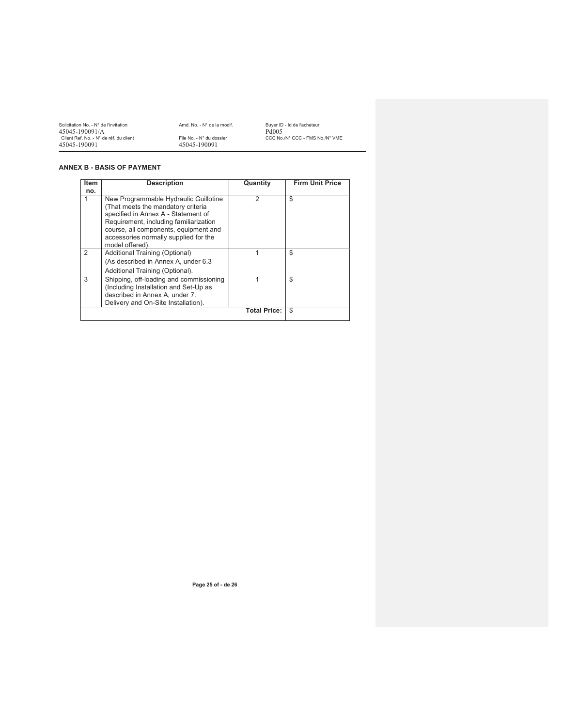**ANNEX B - BASIS OF PAYMENT**

| Item no. | Description | Quantity | Firm Unit Price |
|---|---|---|---|
| 1 | New Programmable Hydraulic Guillotine (That meets the mandatory criteria specified in Annex A - Statement of Requirement, including familiarization course, all components, equipment and accessories normally supplied for the model offered). | 2 | $ |
| 2 | Additional Training (Optional) (As described in Annex A, under 6.3 Additional Training (Optional). | 1 | $ |
| 3 | Shipping, off-loading and commissioning (Including Installation and Set-Up as described in Annex A, under 7. Delivery and On-Site Installation). | 1 | $ |
| | | **Total Price:** | $ |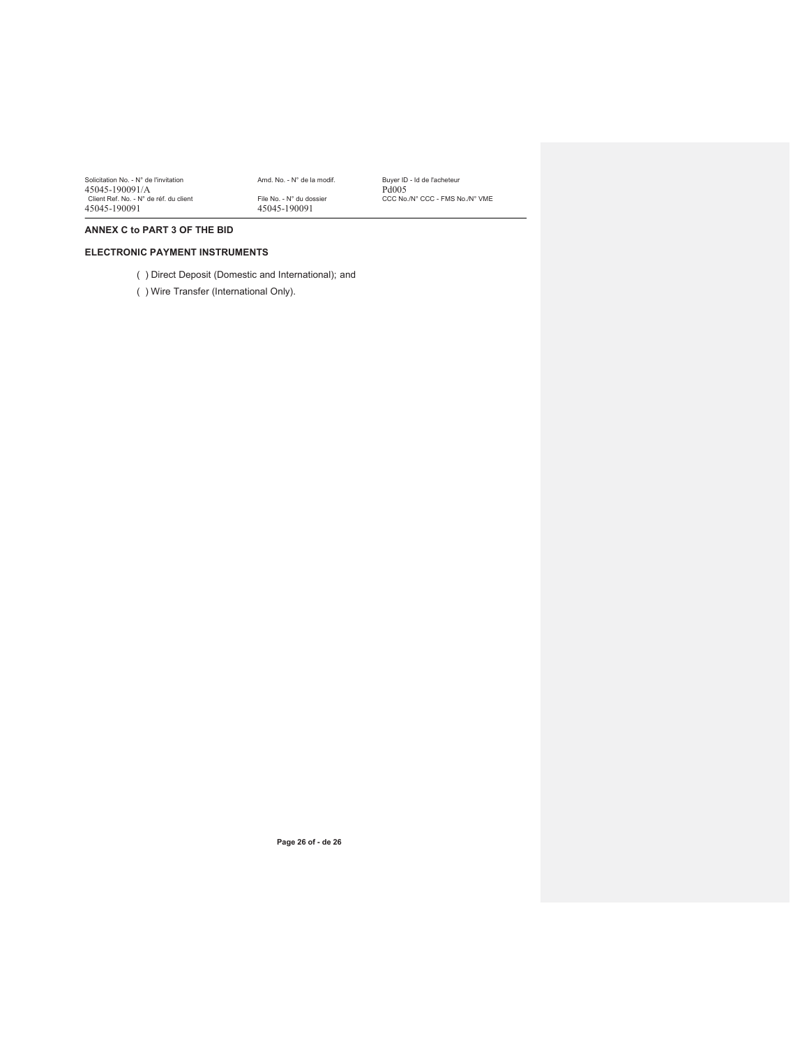## ANNEX C to PART 3 OF THE BID

### ELECTRONIC PAYMENT INSTRUMENTS

( ) Direct Deposit (Domestic and International); and

( ) Wire Transfer (International Only).